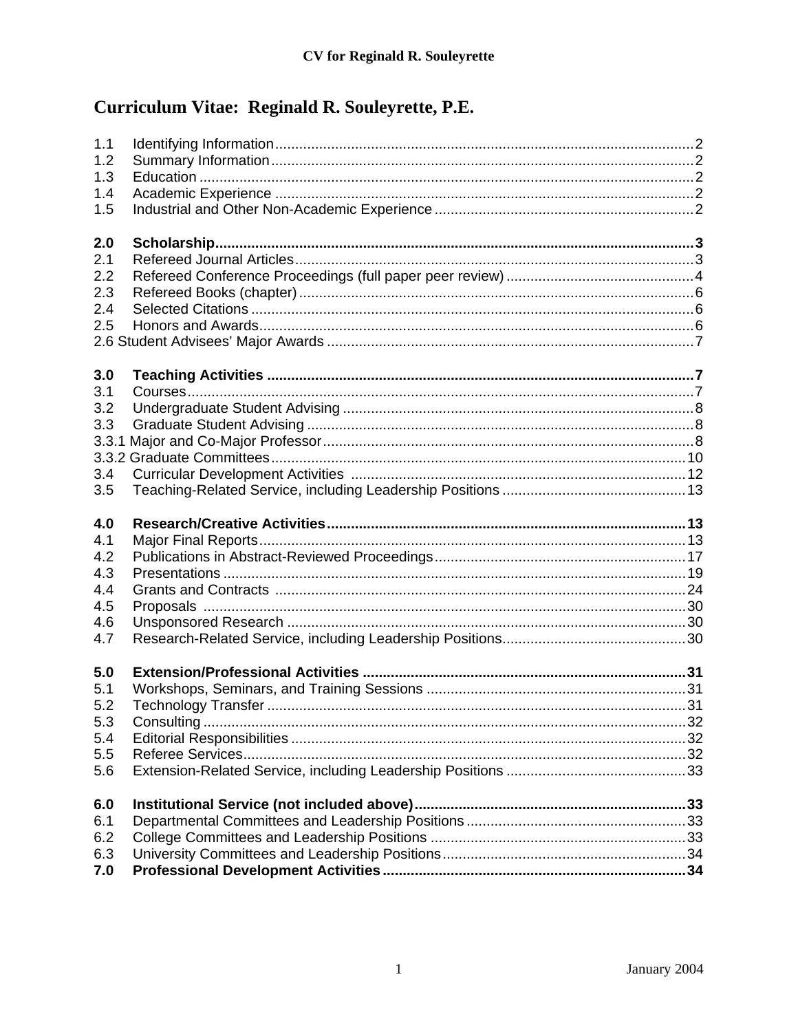# Curriculum Vitae: Reginald R. Souleyrette, P.E.

1.1 Identifying Information........................................................................................................2
1.2 Summary Information.........................................................................................................2
1.3 Education ...........................................................................................................................2
1.4 Academic Experience ........................................................................................................2
1.5 Industrial and Other Non-Academic Experience ................................................................2

**2.0 Scholarship.......................................................................................................................3**
2.1 Refereed Journal Articles...................................................................................................3
2.2 Refereed Conference Proceedings (full paper peer review) ...............................................4
2.3 Refereed Books (chapter)..................................................................................................6
2.4 Selected Citations ..............................................................................................................6
2.5 Honors and Awards............................................................................................................6
2.6 Student Advisees' Major Awards ............................................................................................7

**3.0 Teaching Activities ..........................................................................................................7**
3.1 Courses..............................................................................................................................7
3.2 Undergraduate Student Advising ........................................................................................8
3.3 Graduate Student Advising ................................................................................................8
3.3.1 Major and Co-Major Professor............................................................................................8
3.3.2 Graduate Committees........................................................................................................10
3.4 Curricular Development Activities ....................................................................................12
3.5 Teaching-Related Service, including Leadership Positions ..............................................13

**4.0 Research/Creative Activities..........................................................................................13**
4.1 Major Final Reports..........................................................................................................13
4.2 Publications in Abstract-Reviewed Proceedings...............................................................17
4.3 Presentations ....................................................................................................................19
4.4 Grants and Contracts .......................................................................................................24
4.5 Proposals .........................................................................................................................30
4.6 Unsponsored Research ....................................................................................................30
4.7 Research-Related Service, including Leadership Positions..............................................30

**5.0 Extension/Professional Activities .................................................................................31**
5.1 Workshops, Seminars, and Training Sessions .................................................................31
5.2 Technology Transfer .........................................................................................................31
5.3 Consulting .........................................................................................................................32
5.4 Editorial Responsibilities ...................................................................................................32
5.5 Referee Services...............................................................................................................32
5.6 Extension-Related Service, including Leadership Positions .............................................33

**6.0 Institutional Service (not included above)....................................................................33**
6.1 Departmental Committees and Leadership Positions.......................................................33
6.2 College Committees and Leadership Positions ................................................................33
6.3 University Committees and Leadership Positions.............................................................34
**7.0 Professional Development Activities............................................................................34**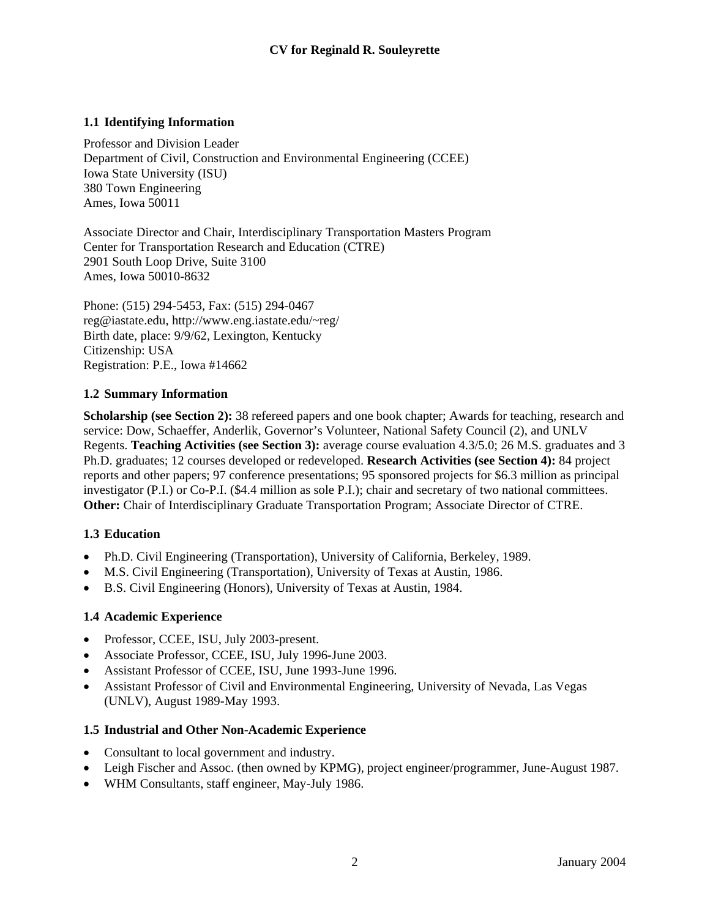### 1.1 Identifying Information

Professor and Division Leader
Department of Civil, Construction and Environmental Engineering (CCEE)
Iowa State University (ISU)
380 Town Engineering
Ames, Iowa 50011

Associate Director and Chair, Interdisciplinary Transportation Masters Program
Center for Transportation Research and Education (CTRE)
2901 South Loop Drive, Suite 3100
Ames, Iowa 50010-8632

Phone: (515) 294-5453, Fax: (515) 294-0467
reg@iastate.edu, http://www.eng.iastate.edu/~reg/
Birth date, place: 9/9/62, Lexington, Kentucky
Citizenship: USA
Registration: P.E., Iowa #14662

### 1.2 Summary Information

**Scholarship (see Section 2):** 38 refereed papers and one book chapter; Awards for teaching, research and service: Dow, Schaeffer, Anderlik, Governor's Volunteer, National Safety Council (2), and UNLV Regents. **Teaching Activities (see Section 3):** average course evaluation 4.3/5.0; 26 M.S. graduates and 3 Ph.D. graduates; 12 courses developed or redeveloped. **Research Activities (see Section 4):** 84 project reports and other papers; 97 conference presentations; 95 sponsored projects for $6.3 million as principal investigator (P.I.) or Co-P.I. ($4.4 million as sole P.I.); chair and secretary of two national committees. **Other:** Chair of Interdisciplinary Graduate Transportation Program; Associate Director of CTRE.

### 1.3 Education

- Ph.D. Civil Engineering (Transportation), University of California, Berkeley, 1989.
- M.S. Civil Engineering (Transportation), University of Texas at Austin, 1986.
- B.S. Civil Engineering (Honors), University of Texas at Austin, 1984.

### 1.4 Academic Experience

- Professor, CCEE, ISU, July 2003-present.
- Associate Professor, CCEE, ISU, July 1996-June 2003.
- Assistant Professor of CCEE, ISU, June 1993-June 1996.
- Assistant Professor of Civil and Environmental Engineering, University of Nevada, Las Vegas (UNLV), August 1989-May 1993.

### 1.5 Industrial and Other Non-Academic Experience

- Consultant to local government and industry.
- Leigh Fischer and Assoc. (then owned by KPMG), project engineer/programmer, June-August 1987.
- WHM Consultants, staff engineer, May-July 1986.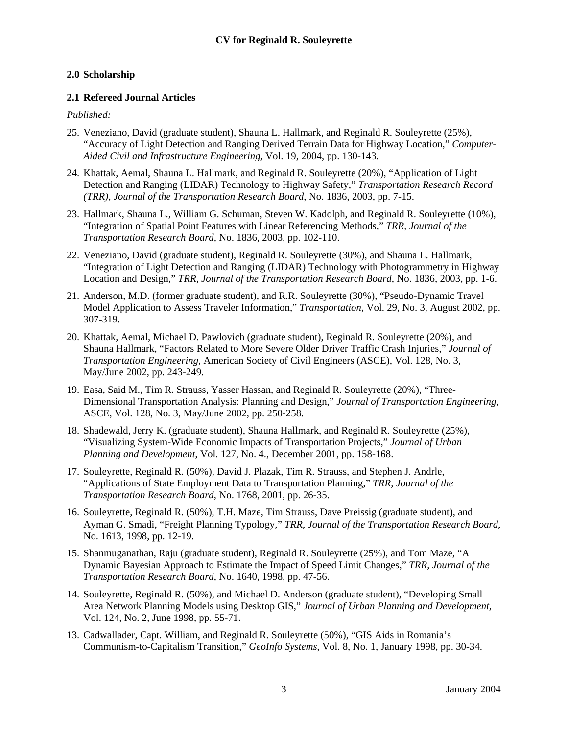## 2.0 Scholarship

### 2.1 Refereed Journal Articles

*Published:*

25. Veneziano, David (graduate student), Shauna L. Hallmark, and Reginald R. Souleyrette (25%), "Accuracy of Light Detection and Ranging Derived Terrain Data for Highway Location," *Computer-Aided Civil and Infrastructure Engineering*, Vol. 19, 2004, pp. 130-143.

24. Khattak, Aemal, Shauna L. Hallmark, and Reginald R. Souleyrette (20%), "Application of Light Detection and Ranging (LIDAR) Technology to Highway Safety," *Transportation Research Record (TRR), Journal of the Transportation Research Board*, No. 1836, 2003, pp. 7-15.

23. Hallmark, Shauna L., William G. Schuman, Steven W. Kadolph, and Reginald R. Souleyrette (10%), "Integration of Spatial Point Features with Linear Referencing Methods," *TRR, Journal of the Transportation Research Board*, No. 1836, 2003, pp. 102-110.

22. Veneziano, David (graduate student), Reginald R. Souleyrette (30%), and Shauna L. Hallmark, "Integration of Light Detection and Ranging (LIDAR) Technology with Photogrammetry in Highway Location and Design," *TRR, Journal of the Transportation Research Board*, No. 1836, 2003, pp. 1-6.

21. Anderson, M.D. (former graduate student), and R.R. Souleyrette (30%), "Pseudo-Dynamic Travel Model Application to Assess Traveler Information," *Transportation*, Vol. 29, No. 3, August 2002, pp. 307-319.

20. Khattak, Aemal, Michael D. Pawlovich (graduate student), Reginald R. Souleyrette (20%), and Shauna Hallmark, "Factors Related to More Severe Older Driver Traffic Crash Injuries," *Journal of Transportation Engineering*, American Society of Civil Engineers (ASCE), Vol. 128, No. 3, May/June 2002, pp. 243-249.

19. Easa, Said M., Tim R. Strauss, Yasser Hassan, and Reginald R. Souleyrette (20%), "Three-Dimensional Transportation Analysis: Planning and Design," *Journal of Transportation Engineering*, ASCE, Vol. 128, No. 3, May/June 2002, pp. 250-258.

18. Shadewald, Jerry K. (graduate student), Shauna Hallmark, and Reginald R. Souleyrette (25%), "Visualizing System-Wide Economic Impacts of Transportation Projects," *Journal of Urban Planning and Development*, Vol. 127, No. 4., December 2001, pp. 158-168.

17. Souleyrette, Reginald R. (50%), David J. Plazak, Tim R. Strauss, and Stephen J. Andrle, "Applications of State Employment Data to Transportation Planning," *TRR, Journal of the Transportation Research Board*, No. 1768, 2001, pp. 26-35.

16. Souleyrette, Reginald R. (50%), T.H. Maze, Tim Strauss, Dave Preissig (graduate student), and Ayman G. Smadi, "Freight Planning Typology," *TRR, Journal of the Transportation Research Board*, No. 1613, 1998, pp. 12-19.

15. Shanmuganathan, Raju (graduate student), Reginald R. Souleyrette (25%), and Tom Maze, "A Dynamic Bayesian Approach to Estimate the Impact of Speed Limit Changes," *TRR, Journal of the Transportation Research Board*, No. 1640, 1998, pp. 47-56.

14. Souleyrette, Reginald R. (50%), and Michael D. Anderson (graduate student), "Developing Small Area Network Planning Models using Desktop GIS," *Journal of Urban Planning and Development*, Vol. 124, No. 2, June 1998, pp. 55-71.

13. Cadwallader, Capt. William, and Reginald R. Souleyrette (50%), "GIS Aids in Romania's Communism-to-Capitalism Transition," *GeoInfo Systems*, Vol. 8, No. 1, January 1998, pp. 30-34.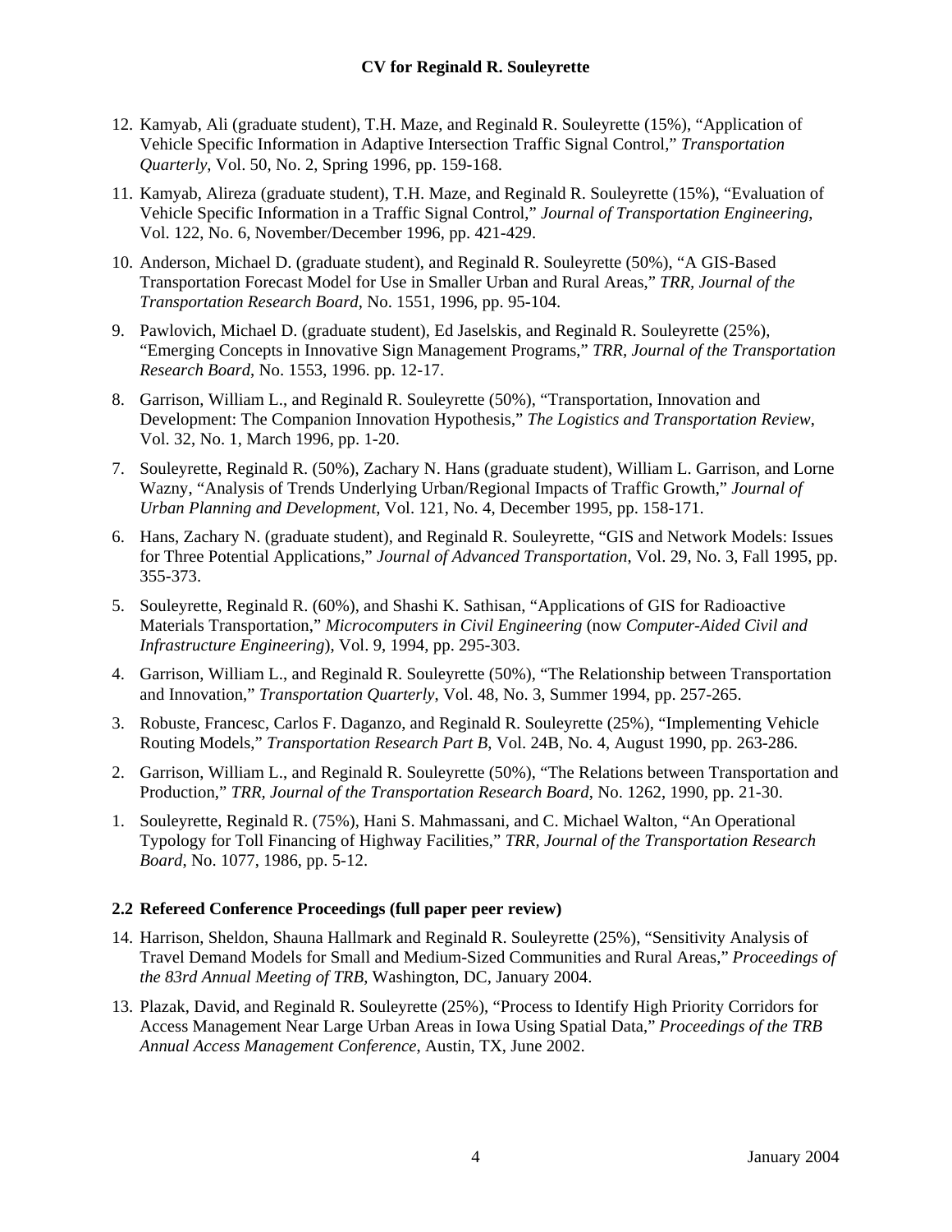12. Kamyab, Ali (graduate student), T.H. Maze, and Reginald R. Souleyrette (15%), "Application of Vehicle Specific Information in Adaptive Intersection Traffic Signal Control," *Transportation Quarterly*, Vol. 50, No. 2, Spring 1996, pp. 159-168.

11. Kamyab, Alireza (graduate student), T.H. Maze, and Reginald R. Souleyrette (15%), "Evaluation of Vehicle Specific Information in a Traffic Signal Control," *Journal of Transportation Engineering*, Vol. 122, No. 6, November/December 1996, pp. 421-429.

10. Anderson, Michael D. (graduate student), and Reginald R. Souleyrette (50%), "A GIS-Based Transportation Forecast Model for Use in Smaller Urban and Rural Areas," *TRR, Journal of the Transportation Research Board*, No. 1551, 1996, pp. 95-104.

9. Pawlovich, Michael D. (graduate student), Ed Jaselskis, and Reginald R. Souleyrette (25%), "Emerging Concepts in Innovative Sign Management Programs," *TRR, Journal of the Transportation Research Board*, No. 1553, 1996. pp. 12-17.

8. Garrison, William L., and Reginald R. Souleyrette (50%), "Transportation, Innovation and Development: The Companion Innovation Hypothesis," *The Logistics and Transportation Review*, Vol. 32, No. 1, March 1996, pp. 1-20.

7. Souleyrette, Reginald R. (50%), Zachary N. Hans (graduate student), William L. Garrison, and Lorne Wazny, "Analysis of Trends Underlying Urban/Regional Impacts of Traffic Growth," *Journal of Urban Planning and Development*, Vol. 121, No. 4, December 1995, pp. 158-171.

6. Hans, Zachary N. (graduate student), and Reginald R. Souleyrette, "GIS and Network Models: Issues for Three Potential Applications," *Journal of Advanced Transportation*, Vol. 29, No. 3, Fall 1995, pp. 355-373.

5. Souleyrette, Reginald R. (60%), and Shashi K. Sathisan, "Applications of GIS for Radioactive Materials Transportation," *Microcomputers in Civil Engineering* (now *Computer-Aided Civil and Infrastructure Engineering*), Vol. 9, 1994, pp. 295-303.

4. Garrison, William L., and Reginald R. Souleyrette (50%), "The Relationship between Transportation and Innovation," *Transportation Quarterly*, Vol. 48, No. 3, Summer 1994, pp. 257-265.

3. Robuste, Francesc, Carlos F. Daganzo, and Reginald R. Souleyrette (25%), "Implementing Vehicle Routing Models," *Transportation Research Part B*, Vol. 24B, No. 4, August 1990, pp. 263-286.

2. Garrison, William L., and Reginald R. Souleyrette (50%), "The Relations between Transportation and Production," *TRR, Journal of the Transportation Research Board*, No. 1262, 1990, pp. 21-30.

1. Souleyrette, Reginald R. (75%), Hani S. Mahmassani, and C. Michael Walton, "An Operational Typology for Toll Financing of Highway Facilities," *TRR, Journal of the Transportation Research Board*, No. 1077, 1986, pp. 5-12.

### 2.2 Refereed Conference Proceedings (full paper peer review)

14. Harrison, Sheldon, Shauna Hallmark and Reginald R. Souleyrette (25%), "Sensitivity Analysis of Travel Demand Models for Small and Medium-Sized Communities and Rural Areas," *Proceedings of the 83rd Annual Meeting of TRB*, Washington, DC, January 2004.

13. Plazak, David, and Reginald R. Souleyrette (25%), "Process to Identify High Priority Corridors for Access Management Near Large Urban Areas in Iowa Using Spatial Data," *Proceedings of the TRB Annual Access Management Conference*, Austin, TX, June 2002.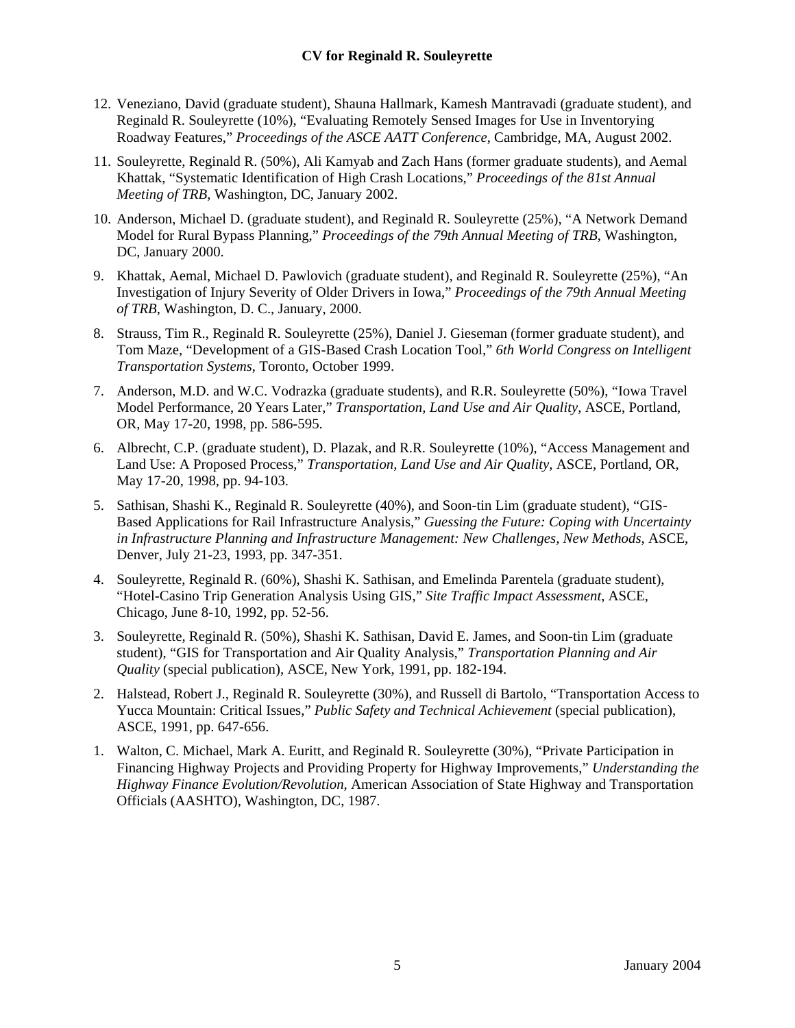12. Veneziano, David (graduate student), Shauna Hallmark, Kamesh Mantravadi (graduate student), and Reginald R. Souleyrette (10%), "Evaluating Remotely Sensed Images for Use in Inventorying Roadway Features," *Proceedings of the ASCE AATT Conference*, Cambridge, MA, August 2002.

11. Souleyrette, Reginald R. (50%), Ali Kamyab and Zach Hans (former graduate students), and Aemal Khattak, "Systematic Identification of High Crash Locations," *Proceedings of the 81st Annual Meeting of TRB*, Washington, DC, January 2002.

10. Anderson, Michael D. (graduate student), and Reginald R. Souleyrette (25%), "A Network Demand Model for Rural Bypass Planning," *Proceedings of the 79th Annual Meeting of TRB*, Washington, DC, January 2000.

9. Khattak, Aemal, Michael D. Pawlovich (graduate student), and Reginald R. Souleyrette (25%), "An Investigation of Injury Severity of Older Drivers in Iowa," *Proceedings of the 79th Annual Meeting of TRB*, Washington, D. C., January, 2000.

8. Strauss, Tim R., Reginald R. Souleyrette (25%), Daniel J. Gieseman (former graduate student), and Tom Maze, "Development of a GIS-Based Crash Location Tool," *6th World Congress on Intelligent Transportation Systems*, Toronto, October 1999.

7. Anderson, M.D. and W.C. Vodrazka (graduate students), and R.R. Souleyrette (50%), "Iowa Travel Model Performance, 20 Years Later," *Transportation, Land Use and Air Quality*, ASCE, Portland, OR, May 17-20, 1998, pp. 586-595.

6. Albrecht, C.P. (graduate student), D. Plazak, and R.R. Souleyrette (10%), "Access Management and Land Use: A Proposed Process," *Transportation, Land Use and Air Quality*, ASCE, Portland, OR, May 17-20, 1998, pp. 94-103.

5. Sathisan, Shashi K., Reginald R. Souleyrette (40%), and Soon-tin Lim (graduate student), "GIS-Based Applications for Rail Infrastructure Analysis," *Guessing the Future: Coping with Uncertainty in Infrastructure Planning and Infrastructure Management: New Challenges, New Methods*, ASCE, Denver, July 21-23, 1993, pp. 347-351.

4. Souleyrette, Reginald R. (60%), Shashi K. Sathisan, and Emelinda Parentela (graduate student), "Hotel-Casino Trip Generation Analysis Using GIS," *Site Traffic Impact Assessment*, ASCE, Chicago, June 8-10, 1992, pp. 52-56.

3. Souleyrette, Reginald R. (50%), Shashi K. Sathisan, David E. James, and Soon-tin Lim (graduate student), "GIS for Transportation and Air Quality Analysis," *Transportation Planning and Air Quality* (special publication), ASCE, New York, 1991, pp. 182-194.

2. Halstead, Robert J., Reginald R. Souleyrette (30%), and Russell di Bartolo, "Transportation Access to Yucca Mountain: Critical Issues," *Public Safety and Technical Achievement* (special publication), ASCE, 1991, pp. 647-656.

1. Walton, C. Michael, Mark A. Euritt, and Reginald R. Souleyrette (30%), "Private Participation in Financing Highway Projects and Providing Property for Highway Improvements," *Understanding the Highway Finance Evolution/Revolution*, American Association of State Highway and Transportation Officials (AASHTO), Washington, DC, 1987.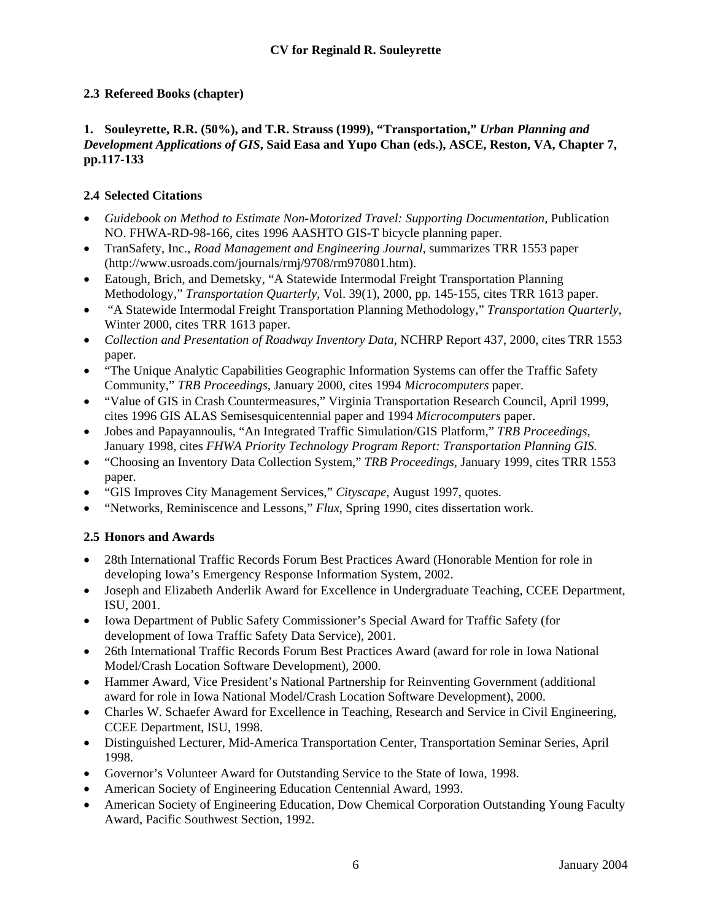### 2.3 Refereed Books (chapter)

**1. Souleyrette, R.R. (50%), and T.R. Strauss (1999), "Transportation,"** ***Urban Planning and Development Applications of GIS*****, Said Easa and Yupo Chan (eds.), ASCE, Reston, VA, Chapter 7, pp.117-133**

### 2.4 Selected Citations

- *Guidebook on Method to Estimate Non-Motorized Travel: Supporting Documentation*, Publication NO. FHWA-RD-98-166, cites 1996 AASHTO GIS-T bicycle planning paper.
- TranSafety, Inc., *Road Management and Engineering Journal*, summarizes TRR 1553 paper (http://www.usroads.com/journals/rmj/9708/rm970801.htm).
- Eatough, Brich, and Demetsky, "A Statewide Intermodal Freight Transportation Planning Methodology," *Transportation Quarterly*, Vol. 39(1), 2000, pp. 145-155, cites TRR 1613 paper.
- "A Statewide Intermodal Freight Transportation Planning Methodology," *Transportation Quarterly*, Winter 2000, cites TRR 1613 paper.
- *Collection and Presentation of Roadway Inventory Data*, NCHRP Report 437, 2000, cites TRR 1553 paper.
- "The Unique Analytic Capabilities Geographic Information Systems can offer the Traffic Safety Community," *TRB Proceedings*, January 2000, cites 1994 *Microcomputers* paper.
- "Value of GIS in Crash Countermeasures," Virginia Transportation Research Council, April 1999, cites 1996 GIS ALAS Semisesquicentennial paper and 1994 *Microcomputers* paper.
- Jobes and Papayannoulis, "An Integrated Traffic Simulation/GIS Platform," *TRB Proceedings*, January 1998, cites *FHWA Priority Technology Program Report: Transportation Planning GIS.*
- "Choosing an Inventory Data Collection System," *TRB Proceedings*, January 1999, cites TRR 1553 paper.
- "GIS Improves City Management Services," *Cityscape*, August 1997, quotes.
- "Networks, Reminiscence and Lessons," *Flux*, Spring 1990, cites dissertation work.

### 2.5 Honors and Awards

- 28th International Traffic Records Forum Best Practices Award (Honorable Mention for role in developing Iowa's Emergency Response Information System, 2002.
- Joseph and Elizabeth Anderlik Award for Excellence in Undergraduate Teaching, CCEE Department, ISU, 2001.
- Iowa Department of Public Safety Commissioner's Special Award for Traffic Safety (for development of Iowa Traffic Safety Data Service), 2001.
- 26th International Traffic Records Forum Best Practices Award (award for role in Iowa National Model/Crash Location Software Development), 2000.
- Hammer Award, Vice President's National Partnership for Reinventing Government (additional award for role in Iowa National Model/Crash Location Software Development), 2000.
- Charles W. Schaefer Award for Excellence in Teaching, Research and Service in Civil Engineering, CCEE Department, ISU, 1998.
- Distinguished Lecturer, Mid-America Transportation Center, Transportation Seminar Series, April 1998.
- Governor's Volunteer Award for Outstanding Service to the State of Iowa, 1998.
- American Society of Engineering Education Centennial Award, 1993.
- American Society of Engineering Education, Dow Chemical Corporation Outstanding Young Faculty Award, Pacific Southwest Section, 1992.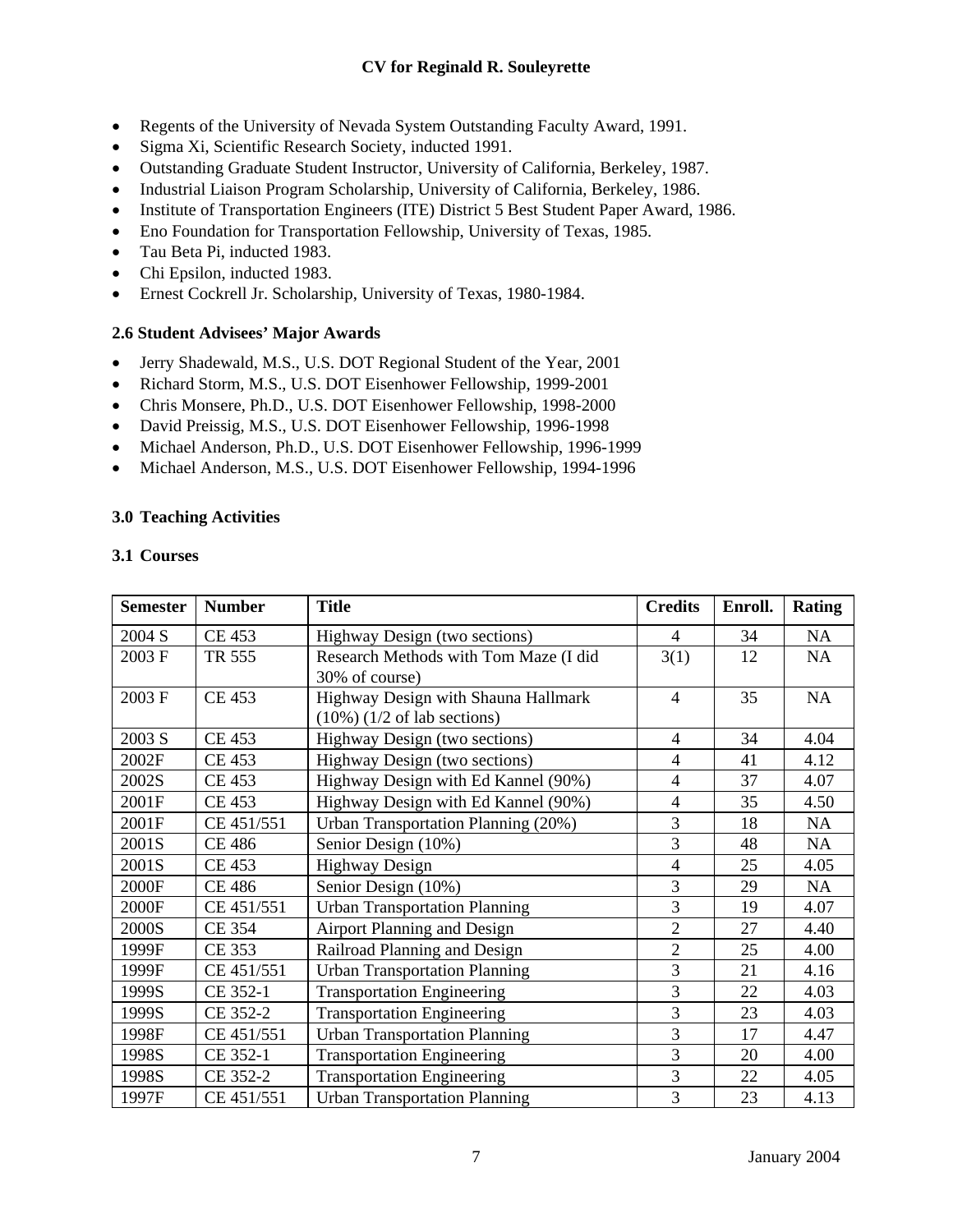- Regents of the University of Nevada System Outstanding Faculty Award, 1991.
- Sigma Xi, Scientific Research Society, inducted 1991.
- Outstanding Graduate Student Instructor, University of California, Berkeley, 1987.
- Industrial Liaison Program Scholarship, University of California, Berkeley, 1986.
- Institute of Transportation Engineers (ITE) District 5 Best Student Paper Award, 1986.
- Eno Foundation for Transportation Fellowship, University of Texas, 1985.
- Tau Beta Pi, inducted 1983.
- Chi Epsilon, inducted 1983.
- Ernest Cockrell Jr. Scholarship, University of Texas, 1980-1984.

### 2.6 Student Advisees' Major Awards

- Jerry Shadewald, M.S., U.S. DOT Regional Student of the Year, 2001
- Richard Storm, M.S., U.S. DOT Eisenhower Fellowship, 1999-2001
- Chris Monsere, Ph.D., U.S. DOT Eisenhower Fellowship, 1998-2000
- David Preissig, M.S., U.S. DOT Eisenhower Fellowship, 1996-1998
- Michael Anderson, Ph.D., U.S. DOT Eisenhower Fellowship, 1996-1999
- Michael Anderson, M.S., U.S. DOT Eisenhower Fellowship, 1994-1996

## 3.0 Teaching Activities

### 3.1 Courses

| Semester | Number | Title | Credits | Enroll. | Rating |
|---|---|---|---|---|---|
| 2004 S | CE 453 | Highway Design (two sections) | 4 | 34 | NA |
| 2003 F | TR 555 | Research Methods with Tom Maze (I did 30% of course) | 3(1) | 12 | NA |
| 2003 F | CE 453 | Highway Design with Shauna Hallmark (10%) (1/2 of lab sections) | 4 | 35 | NA |
| 2003 S | CE 453 | Highway Design (two sections) | 4 | 34 | 4.04 |
| 2002F | CE 453 | Highway Design (two sections) | 4 | 41 | 4.12 |
| 2002S | CE 453 | Highway Design with Ed Kannel (90%) | 4 | 37 | 4.07 |
| 2001F | CE 453 | Highway Design with Ed Kannel (90%) | 4 | 35 | 4.50 |
| 2001F | CE 451/551 | Urban Transportation Planning (20%) | 3 | 18 | NA |
| 2001S | CE 486 | Senior Design (10%) | 3 | 48 | NA |
| 2001S | CE 453 | Highway Design | 4 | 25 | 4.05 |
| 2000F | CE 486 | Senior Design (10%) | 3 | 29 | NA |
| 2000F | CE 451/551 | Urban Transportation Planning | 3 | 19 | 4.07 |
| 2000S | CE 354 | Airport Planning and Design | 2 | 27 | 4.40 |
| 1999F | CE 353 | Railroad Planning and Design | 2 | 25 | 4.00 |
| 1999F | CE 451/551 | Urban Transportation Planning | 3 | 21 | 4.16 |
| 1999S | CE 352-1 | Transportation Engineering | 3 | 22 | 4.03 |
| 1999S | CE 352-2 | Transportation Engineering | 3 | 23 | 4.03 |
| 1998F | CE 451/551 | Urban Transportation Planning | 3 | 17 | 4.47 |
| 1998S | CE 352-1 | Transportation Engineering | 3 | 20 | 4.00 |
| 1998S | CE 352-2 | Transportation Engineering | 3 | 22 | 4.05 |
| 1997F | CE 451/551 | Urban Transportation Planning | 3 | 23 | 4.13 |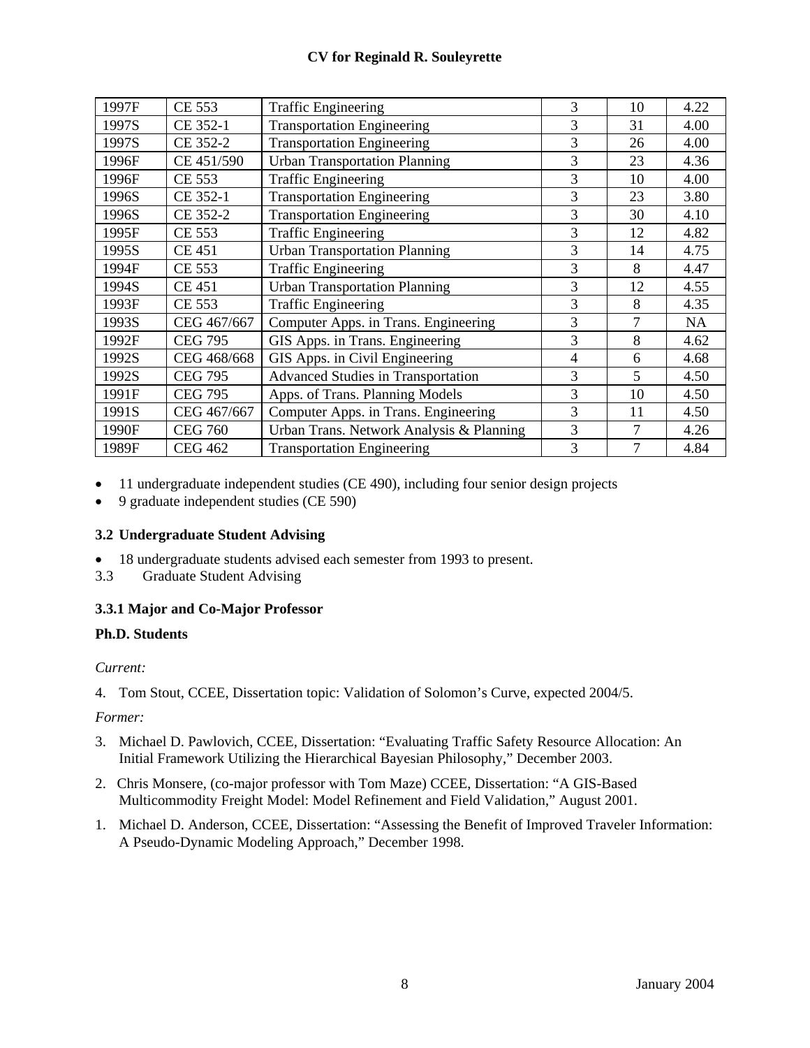| 1997F | CE 553 | Traffic Engineering | 3 | 10 | 4.22 |
|---|---|---|---|---|---|
| 1997S | CE 352-1 | Transportation Engineering | 3 | 31 | 4.00 |
| 1997S | CE 352-2 | Transportation Engineering | 3 | 26 | 4.00 |
| 1996F | CE 451/590 | Urban Transportation Planning | 3 | 23 | 4.36 |
| 1996F | CE 553 | Traffic Engineering | 3 | 10 | 4.00 |
| 1996S | CE 352-1 | Transportation Engineering | 3 | 23 | 3.80 |
| 1996S | CE 352-2 | Transportation Engineering | 3 | 30 | 4.10 |
| 1995F | CE 553 | Traffic Engineering | 3 | 12 | 4.82 |
| 1995S | CE 451 | Urban Transportation Planning | 3 | 14 | 4.75 |
| 1994F | CE 553 | Traffic Engineering | 3 | 8 | 4.47 |
| 1994S | CE 451 | Urban Transportation Planning | 3 | 12 | 4.55 |
| 1993F | CE 553 | Traffic Engineering | 3 | 8 | 4.35 |
| 1993S | CEG 467/667 | Computer Apps. in Trans. Engineering | 3 | 7 | NA |
| 1992F | CEG 795 | GIS Apps. in Trans. Engineering | 3 | 8 | 4.62 |
| 1992S | CEG 468/668 | GIS Apps. in Civil Engineering | 4 | 6 | 4.68 |
| 1992S | CEG 795 | Advanced Studies in Transportation | 3 | 5 | 4.50 |
| 1991F | CEG 795 | Apps. of Trans. Planning Models | 3 | 10 | 4.50 |
| 1991S | CEG 467/667 | Computer Apps. in Trans. Engineering | 3 | 11 | 4.50 |
| 1990F | CEG 760 | Urban Trans. Network Analysis & Planning | 3 | 7 | 4.26 |
| 1989F | CEG 462 | Transportation Engineering | 3 | 7 | 4.84 |

- 11 undergraduate independent studies (CE 490), including four senior design projects
- 9 graduate independent studies (CE 590)

### 3.2 Undergraduate Student Advising

- 18 undergraduate students advised each semester from 1993 to present.

### 3.3 Graduate Student Advising

#### 3.3.1 Major and Co-Major Professor

**Ph.D. Students**

*Current:*

4. Tom Stout, CCEE, Dissertation topic: Validation of Solomon's Curve, expected 2004/5.

*Former:*

3. Michael D. Pawlovich, CCEE, Dissertation: "Evaluating Traffic Safety Resource Allocation: An Initial Framework Utilizing the Hierarchical Bayesian Philosophy," December 2003.

2. Chris Monsere, (co-major professor with Tom Maze) CCEE, Dissertation: "A GIS-Based Multicommodity Freight Model: Model Refinement and Field Validation," August 2001.

1. Michael D. Anderson, CCEE, Dissertation: "Assessing the Benefit of Improved Traveler Information: A Pseudo-Dynamic Modeling Approach," December 1998.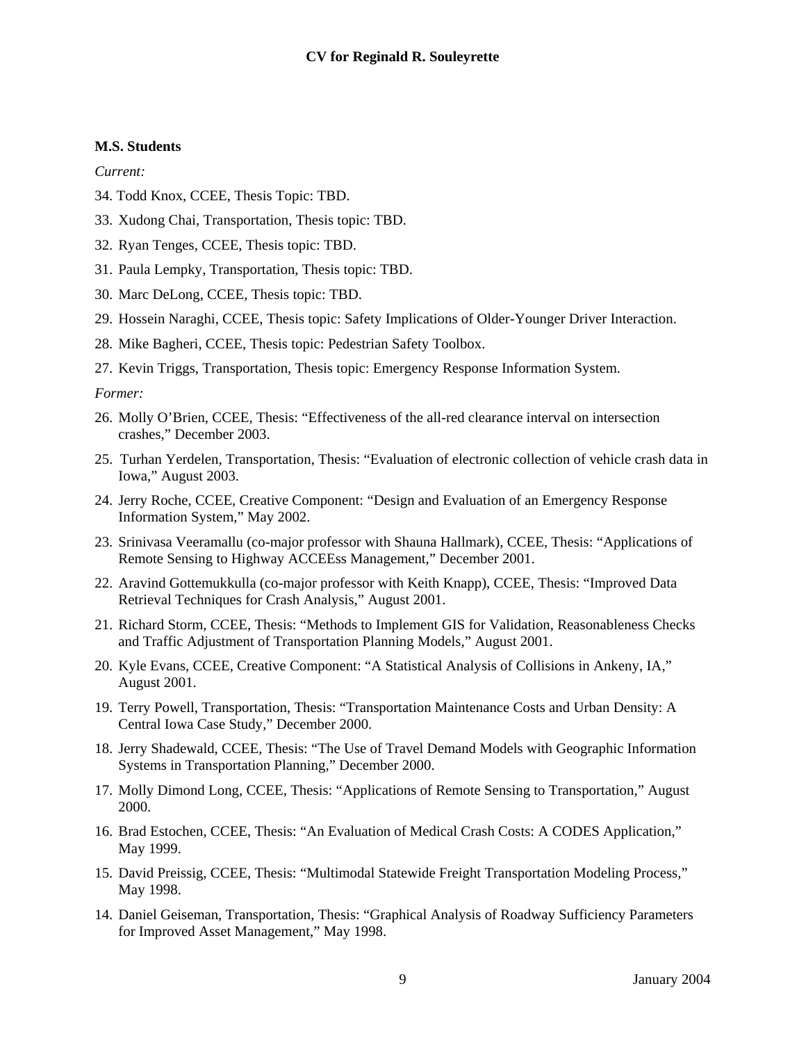**M.S. Students**

*Current:*

34. Todd Knox, CCEE, Thesis Topic: TBD.

33. Xudong Chai, Transportation, Thesis topic: TBD.

32. Ryan Tenges, CCEE, Thesis topic: TBD.

31. Paula Lempky, Transportation, Thesis topic: TBD.

30. Marc DeLong, CCEE, Thesis topic: TBD.

29. Hossein Naraghi, CCEE, Thesis topic: Safety Implications of Older-Younger Driver Interaction.

28. Mike Bagheri, CCEE, Thesis topic: Pedestrian Safety Toolbox.

27. Kevin Triggs, Transportation, Thesis topic: Emergency Response Information System.

*Former:*

26. Molly O'Brien, CCEE, Thesis: "Effectiveness of the all-red clearance interval on intersection crashes," December 2003.

25. Turhan Yerdelen, Transportation, Thesis: "Evaluation of electronic collection of vehicle crash data in Iowa," August 2003.

24. Jerry Roche, CCEE, Creative Component: "Design and Evaluation of an Emergency Response Information System," May 2002.

23. Srinivasa Veeramallu (co-major professor with Shauna Hallmark), CCEE, Thesis: "Applications of Remote Sensing to Highway ACCEEss Management," December 2001.

22. Aravind Gottemukkulla (co-major professor with Keith Knapp), CCEE, Thesis: "Improved Data Retrieval Techniques for Crash Analysis," August 2001.

21. Richard Storm, CCEE, Thesis: "Methods to Implement GIS for Validation, Reasonableness Checks and Traffic Adjustment of Transportation Planning Models," August 2001.

20. Kyle Evans, CCEE, Creative Component: "A Statistical Analysis of Collisions in Ankeny, IA," August 2001.

19. Terry Powell, Transportation, Thesis: "Transportation Maintenance Costs and Urban Density: A Central Iowa Case Study," December 2000.

18. Jerry Shadewald, CCEE, Thesis: "The Use of Travel Demand Models with Geographic Information Systems in Transportation Planning," December 2000.

17. Molly Dimond Long, CCEE, Thesis: "Applications of Remote Sensing to Transportation," August 2000.

16. Brad Estochen, CCEE, Thesis: "An Evaluation of Medical Crash Costs: A CODES Application," May 1999.

15. David Preissig, CCEE, Thesis: "Multimodal Statewide Freight Transportation Modeling Process," May 1998.

14. Daniel Geiseman, Transportation, Thesis: "Graphical Analysis of Roadway Sufficiency Parameters for Improved Asset Management," May 1998.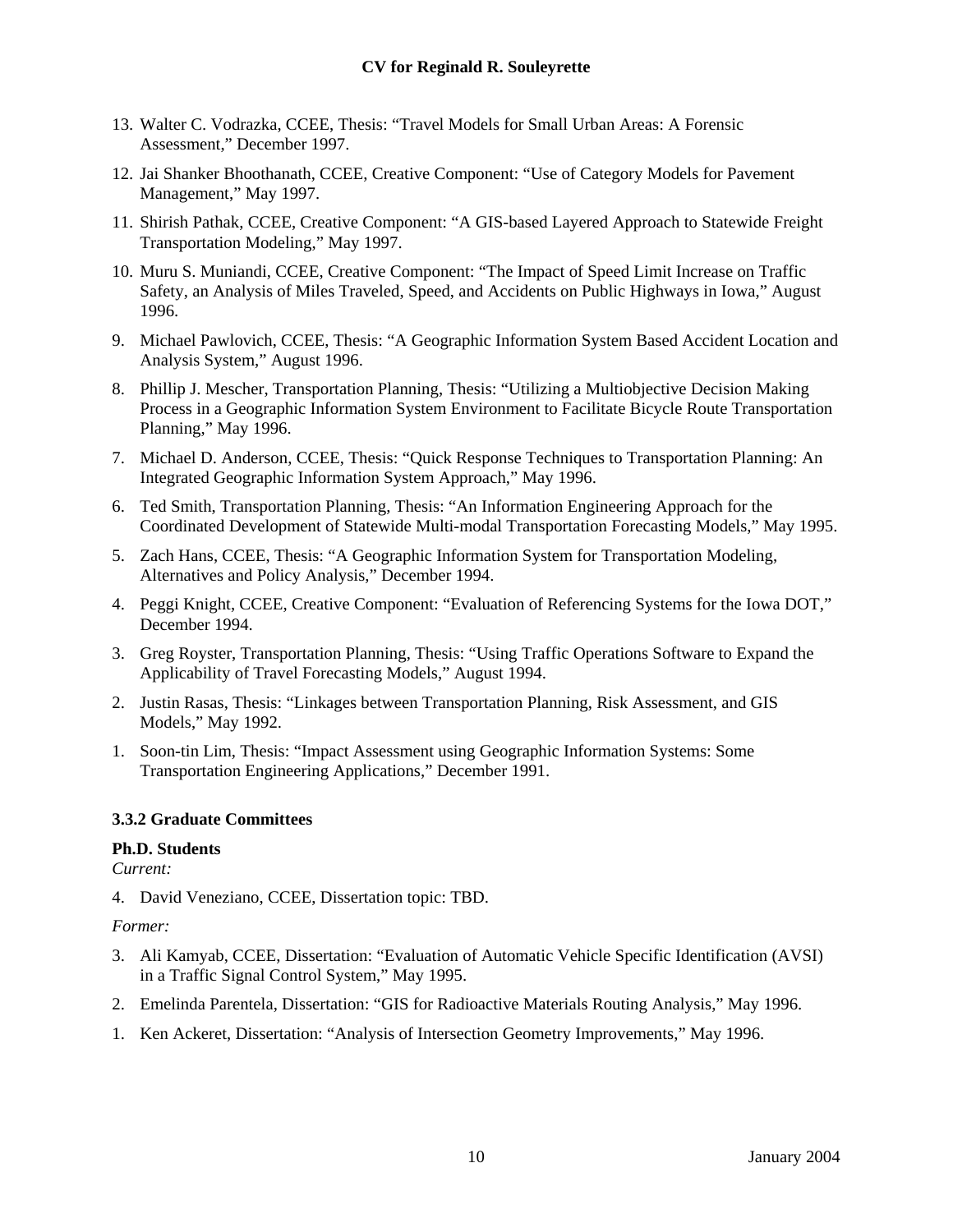13. Walter C. Vodrazka, CCEE, Thesis: "Travel Models for Small Urban Areas: A Forensic Assessment," December 1997.

12. Jai Shanker Bhoothanath, CCEE, Creative Component: "Use of Category Models for Pavement Management," May 1997.

11. Shirish Pathak, CCEE, Creative Component: "A GIS-based Layered Approach to Statewide Freight Transportation Modeling," May 1997.

10. Muru S. Muniandi, CCEE, Creative Component: "The Impact of Speed Limit Increase on Traffic Safety, an Analysis of Miles Traveled, Speed, and Accidents on Public Highways in Iowa," August 1996.

9. Michael Pawlovich, CCEE, Thesis: "A Geographic Information System Based Accident Location and Analysis System," August 1996.

8. Phillip J. Mescher, Transportation Planning, Thesis: "Utilizing a Multiobjective Decision Making Process in a Geographic Information System Environment to Facilitate Bicycle Route Transportation Planning," May 1996.

7. Michael D. Anderson, CCEE, Thesis: "Quick Response Techniques to Transportation Planning: An Integrated Geographic Information System Approach," May 1996.

6. Ted Smith, Transportation Planning, Thesis: "An Information Engineering Approach for the Coordinated Development of Statewide Multi-modal Transportation Forecasting Models," May 1995.

5. Zach Hans, CCEE, Thesis: "A Geographic Information System for Transportation Modeling, Alternatives and Policy Analysis," December 1994.

4. Peggi Knight, CCEE, Creative Component: "Evaluation of Referencing Systems for the Iowa DOT," December 1994.

3. Greg Royster, Transportation Planning, Thesis: "Using Traffic Operations Software to Expand the Applicability of Travel Forecasting Models," August 1994.

2. Justin Rasas, Thesis: "Linkages between Transportation Planning, Risk Assessment, and GIS Models," May 1992.

1. Soon-tin Lim, Thesis: "Impact Assessment using Geographic Information Systems: Some Transportation Engineering Applications," December 1991.

### 3.3.2 Graduate Committees

**Ph.D. Students**

*Current:*

4. David Veneziano, CCEE, Dissertation topic: TBD.

*Former:*

3. Ali Kamyab, CCEE, Dissertation: "Evaluation of Automatic Vehicle Specific Identification (AVSI) in a Traffic Signal Control System," May 1995.

2. Emelinda Parentela, Dissertation: "GIS for Radioactive Materials Routing Analysis," May 1996.

1. Ken Ackeret, Dissertation: "Analysis of Intersection Geometry Improvements," May 1996.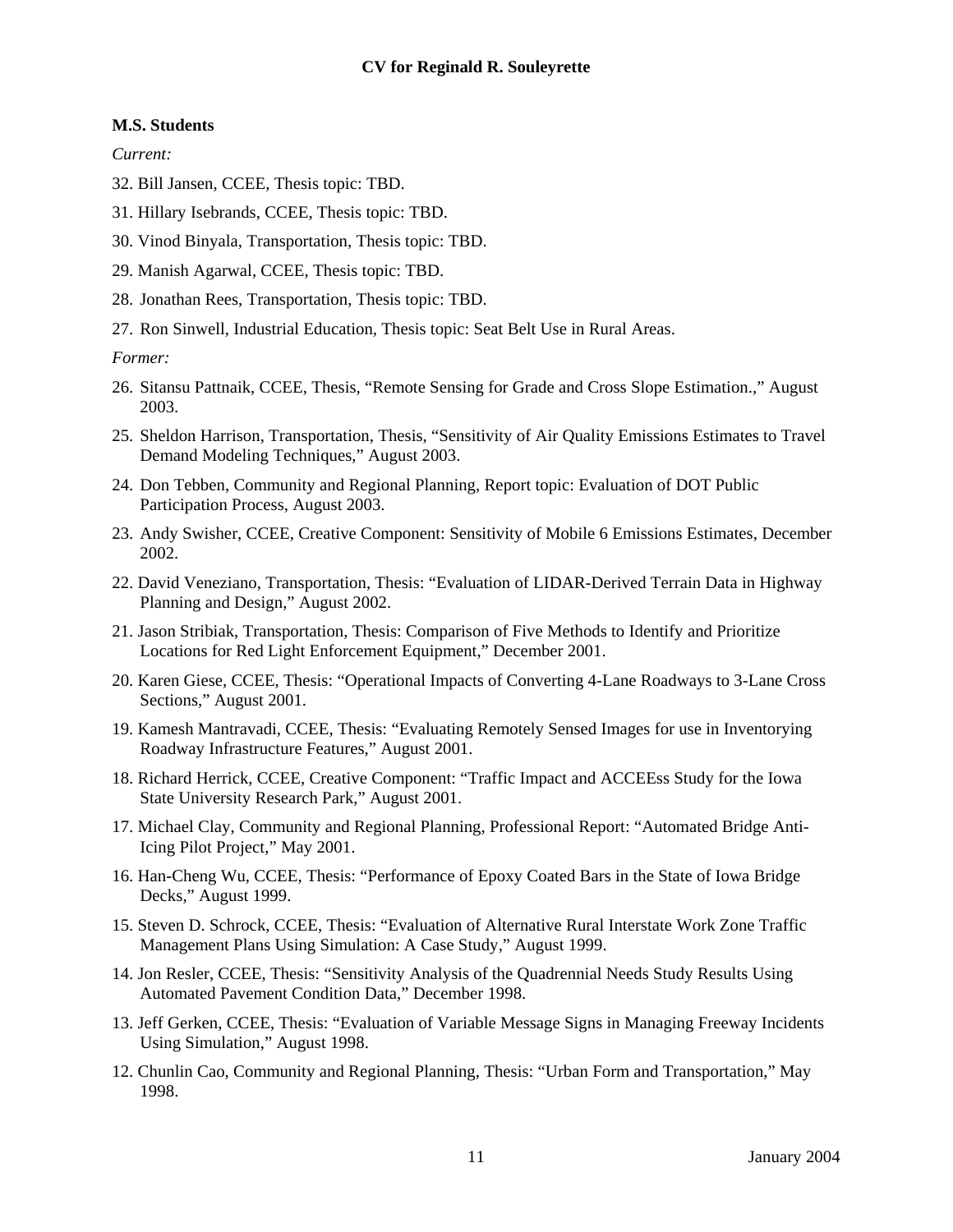**M.S. Students**

*Current:*

32. Bill Jansen, CCEE, Thesis topic: TBD.

31. Hillary Isebrands, CCEE, Thesis topic: TBD.

30. Vinod Binyala, Transportation, Thesis topic: TBD.

29. Manish Agarwal, CCEE, Thesis topic: TBD.

28. Jonathan Rees, Transportation, Thesis topic: TBD.

27. Ron Sinwell, Industrial Education, Thesis topic: Seat Belt Use in Rural Areas.

*Former:*

26. Sitansu Pattnaik, CCEE, Thesis, "Remote Sensing for Grade and Cross Slope Estimation.," August 2003.

25. Sheldon Harrison, Transportation, Thesis, "Sensitivity of Air Quality Emissions Estimates to Travel Demand Modeling Techniques," August 2003.

24. Don Tebben, Community and Regional Planning, Report topic: Evaluation of DOT Public Participation Process, August 2003.

23. Andy Swisher, CCEE, Creative Component: Sensitivity of Mobile 6 Emissions Estimates, December 2002.

22. David Veneziano, Transportation, Thesis: "Evaluation of LIDAR-Derived Terrain Data in Highway Planning and Design," August 2002.

21. Jason Stribiak, Transportation, Thesis: Comparison of Five Methods to Identify and Prioritize Locations for Red Light Enforcement Equipment," December 2001.

20. Karen Giese, CCEE, Thesis: "Operational Impacts of Converting 4-Lane Roadways to 3-Lane Cross Sections," August 2001.

19. Kamesh Mantravadi, CCEE, Thesis: "Evaluating Remotely Sensed Images for use in Inventorying Roadway Infrastructure Features," August 2001.

18. Richard Herrick, CCEE, Creative Component: "Traffic Impact and ACCEEss Study for the Iowa State University Research Park," August 2001.

17. Michael Clay, Community and Regional Planning, Professional Report: "Automated Bridge Anti-Icing Pilot Project," May 2001.

16. Han-Cheng Wu, CCEE, Thesis: "Performance of Epoxy Coated Bars in the State of Iowa Bridge Decks," August 1999.

15. Steven D. Schrock, CCEE, Thesis: "Evaluation of Alternative Rural Interstate Work Zone Traffic Management Plans Using Simulation: A Case Study," August 1999.

14. Jon Resler, CCEE, Thesis: "Sensitivity Analysis of the Quadrennial Needs Study Results Using Automated Pavement Condition Data," December 1998.

13. Jeff Gerken, CCEE, Thesis: "Evaluation of Variable Message Signs in Managing Freeway Incidents Using Simulation," August 1998.

12. Chunlin Cao, Community and Regional Planning, Thesis: "Urban Form and Transportation," May 1998.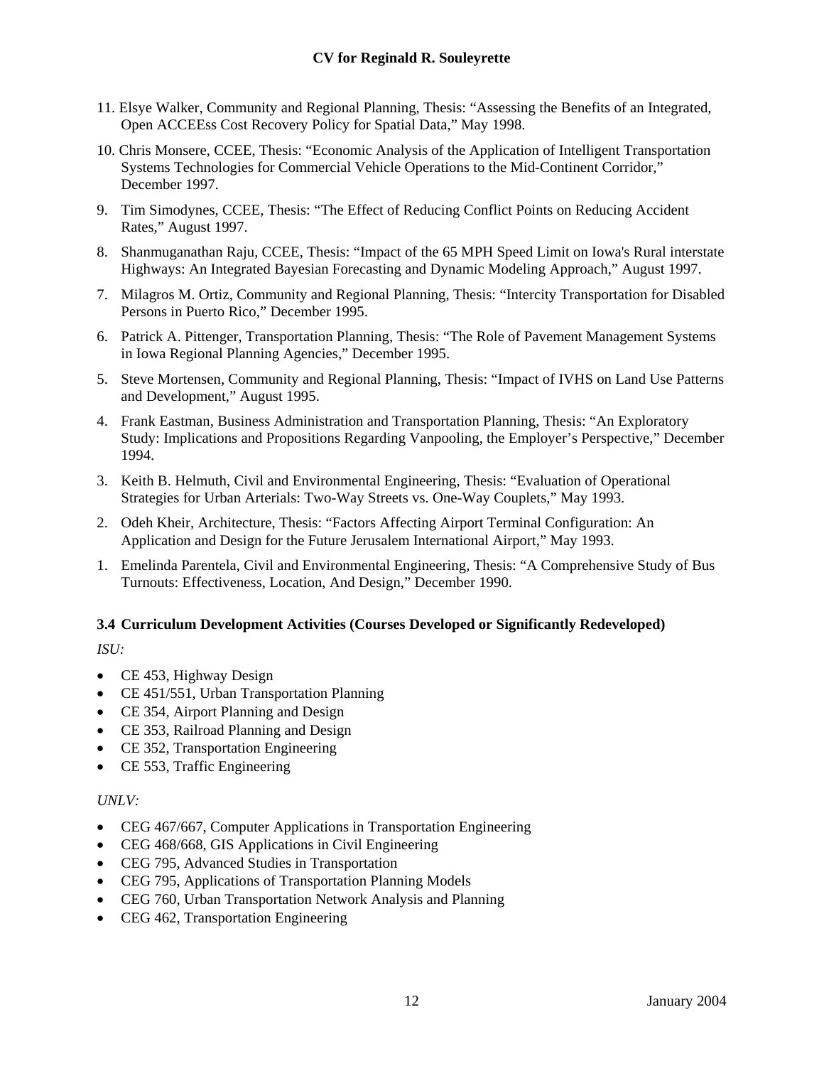11. Elsye Walker, Community and Regional Planning, Thesis: "Assessing the Benefits of an Integrated, Open ACCEEss Cost Recovery Policy for Spatial Data," May 1998.

10. Chris Monsere, CCEE, Thesis: "Economic Analysis of the Application of Intelligent Transportation Systems Technologies for Commercial Vehicle Operations to the Mid-Continent Corridor," December 1997.

9. Tim Simodynes, CCEE, Thesis: "The Effect of Reducing Conflict Points on Reducing Accident Rates," August 1997.

8. Shanmuganathan Raju, CCEE, Thesis: "Impact of the 65 MPH Speed Limit on Iowa's Rural interstate Highways: An Integrated Bayesian Forecasting and Dynamic Modeling Approach," August 1997.

7. Milagros M. Ortiz, Community and Regional Planning, Thesis: "Intercity Transportation for Disabled Persons in Puerto Rico," December 1995.

6. Patrick A. Pittenger, Transportation Planning, Thesis: "The Role of Pavement Management Systems in Iowa Regional Planning Agencies," December 1995.

5. Steve Mortensen, Community and Regional Planning, Thesis: "Impact of IVHS on Land Use Patterns and Development," August 1995.

4. Frank Eastman, Business Administration and Transportation Planning, Thesis: "An Exploratory Study: Implications and Propositions Regarding Vanpooling, the Employer's Perspective," December 1994.

3. Keith B. Helmuth, Civil and Environmental Engineering, Thesis: "Evaluation of Operational Strategies for Urban Arterials: Two-Way Streets vs. One-Way Couplets," May 1993.

2. Odeh Kheir, Architecture, Thesis: "Factors Affecting Airport Terminal Configuration: An Application and Design for the Future Jerusalem International Airport," May 1993.

1. Emelinda Parentela, Civil and Environmental Engineering, Thesis: "A Comprehensive Study of Bus Turnouts: Effectiveness, Location, And Design," December 1990.

### 3.4 Curriculum Development Activities (Courses Developed or Significantly Redeveloped)

*ISU:*

- CE 453, Highway Design
- CE 451/551, Urban Transportation Planning
- CE 354, Airport Planning and Design
- CE 353, Railroad Planning and Design
- CE 352, Transportation Engineering
- CE 553, Traffic Engineering

*UNLV:*

- CEG 467/667, Computer Applications in Transportation Engineering
- CEG 468/668, GIS Applications in Civil Engineering
- CEG 795, Advanced Studies in Transportation
- CEG 795, Applications of Transportation Planning Models
- CEG 760, Urban Transportation Network Analysis and Planning
- CEG 462, Transportation Engineering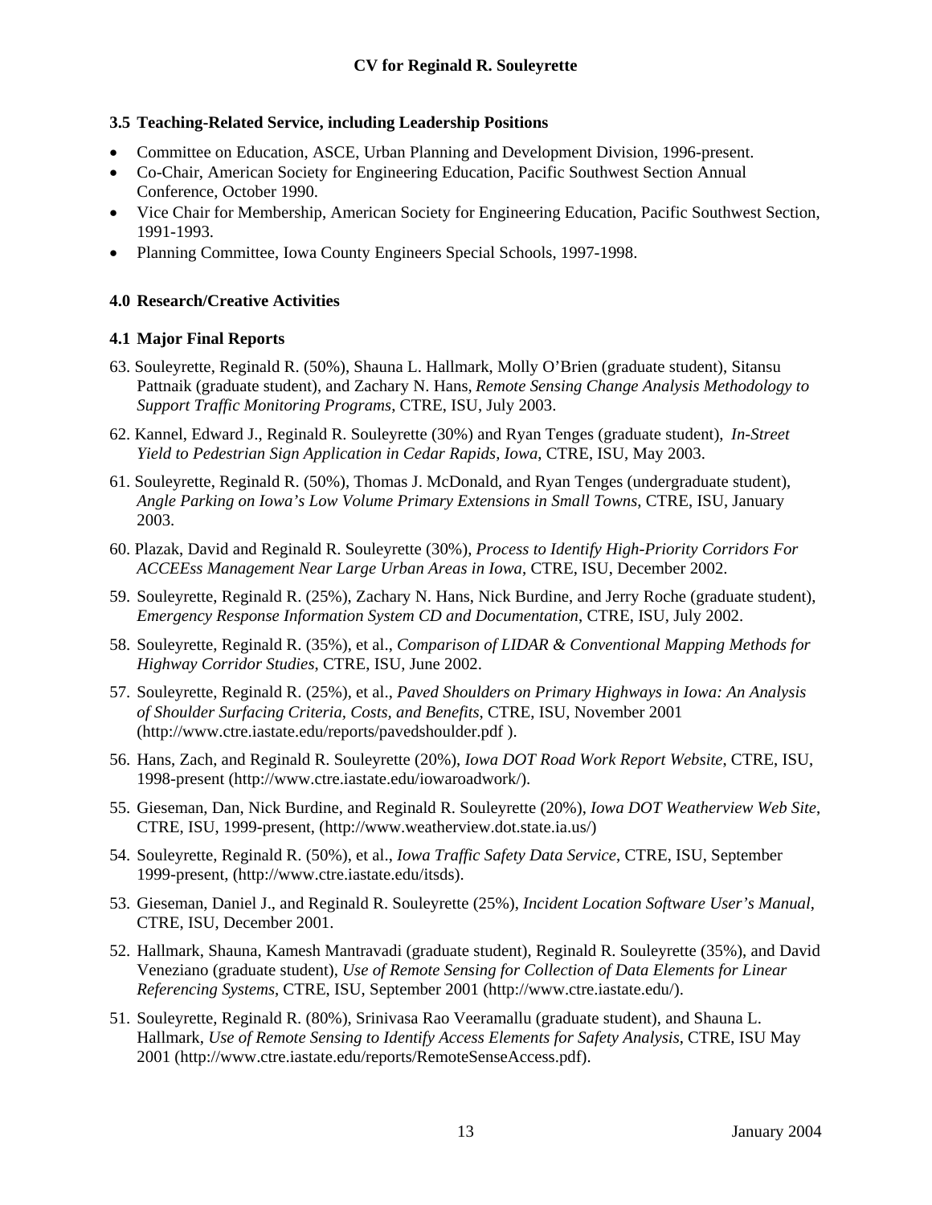### 3.5 Teaching-Related Service, including Leadership Positions

- Committee on Education, ASCE, Urban Planning and Development Division, 1996-present.
- Co-Chair, American Society for Engineering Education, Pacific Southwest Section Annual Conference, October 1990.
- Vice Chair for Membership, American Society for Engineering Education, Pacific Southwest Section, 1991-1993.
- Planning Committee, Iowa County Engineers Special Schools, 1997-1998.

## 4.0 Research/Creative Activities

### 4.1 Major Final Reports

63. Souleyrette, Reginald R. (50%), Shauna L. Hallmark, Molly O'Brien (graduate student), Sitansu Pattnaik (graduate student), and Zachary N. Hans, *Remote Sensing Change Analysis Methodology to Support Traffic Monitoring Programs*, CTRE, ISU, July 2003.

62. Kannel, Edward J., Reginald R. Souleyrette (30%) and Ryan Tenges (graduate student), *In-Street Yield to Pedestrian Sign Application in Cedar Rapids, Iowa*, CTRE, ISU, May 2003.

61. Souleyrette, Reginald R. (50%), Thomas J. McDonald, and Ryan Tenges (undergraduate student), *Angle Parking on Iowa's Low Volume Primary Extensions in Small Towns*, CTRE, ISU, January 2003.

60. Plazak, David and Reginald R. Souleyrette (30%), *Process to Identify High-Priority Corridors For ACCEEss Management Near Large Urban Areas in Iowa*, CTRE, ISU, December 2002.

59. Souleyrette, Reginald R. (25%), Zachary N. Hans, Nick Burdine, and Jerry Roche (graduate student), *Emergency Response Information System CD and Documentation*, CTRE, ISU, July 2002.

58. Souleyrette, Reginald R. (35%), et al., *Comparison of LIDAR & Conventional Mapping Methods for Highway Corridor Studies*, CTRE, ISU, June 2002.

57. Souleyrette, Reginald R. (25%), et al., *Paved Shoulders on Primary Highways in Iowa: An Analysis of Shoulder Surfacing Criteria, Costs, and Benefits*, CTRE, ISU, November 2001 (http://www.ctre.iastate.edu/reports/pavedshoulder.pdf ).

56. Hans, Zach, and Reginald R. Souleyrette (20%), *Iowa DOT Road Work Report Website*, CTRE, ISU, 1998-present (http://www.ctre.iastate.edu/iowaroadwork/).

55. Gieseman, Dan, Nick Burdine, and Reginald R. Souleyrette (20%), *Iowa DOT Weatherview Web Site*, CTRE, ISU, 1999-present, (http://www.weatherview.dot.state.ia.us/)

54. Souleyrette, Reginald R. (50%), et al., *Iowa Traffic Safety Data Service*, CTRE, ISU, September 1999-present, (http://www.ctre.iastate.edu/itsds).

53. Gieseman, Daniel J., and Reginald R. Souleyrette (25%), *Incident Location Software User's Manual*, CTRE, ISU, December 2001.

52. Hallmark, Shauna, Kamesh Mantravadi (graduate student), Reginald R. Souleyrette (35%), and David Veneziano (graduate student), *Use of Remote Sensing for Collection of Data Elements for Linear Referencing Systems*, CTRE, ISU, September 2001 (http://www.ctre.iastate.edu/).

51. Souleyrette, Reginald R. (80%), Srinivasa Rao Veeramallu (graduate student), and Shauna L. Hallmark, *Use of Remote Sensing to Identify Access Elements for Safety Analysis*, CTRE, ISU May 2001 (http://www.ctre.iastate.edu/reports/RemoteSenseAccess.pdf).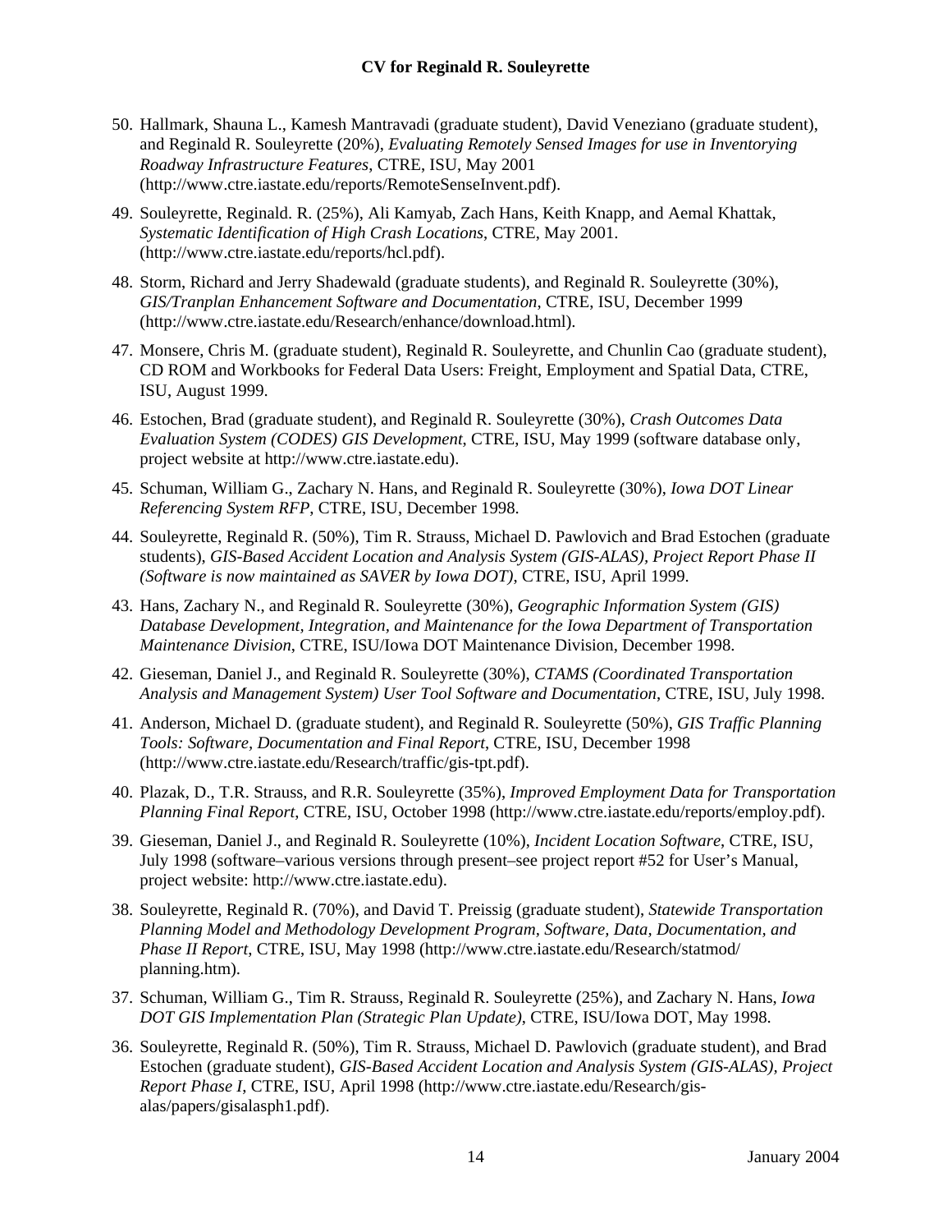50. Hallmark, Shauna L., Kamesh Mantravadi (graduate student), David Veneziano (graduate student), and Reginald R. Souleyrette (20%), *Evaluating Remotely Sensed Images for use in Inventorying Roadway Infrastructure Features*, CTRE, ISU, May 2001 (http://www.ctre.iastate.edu/reports/RemoteSenseInvent.pdf).

49. Souleyrette, Reginald. R. (25%), Ali Kamyab, Zach Hans, Keith Knapp, and Aemal Khattak, *Systematic Identification of High Crash Locations*, CTRE, May 2001. (http://www.ctre.iastate.edu/reports/hcl.pdf).

48. Storm, Richard and Jerry Shadewald (graduate students), and Reginald R. Souleyrette (30%), *GIS/Tranplan Enhancement Software and Documentation*, CTRE, ISU, December 1999 (http://www.ctre.iastate.edu/Research/enhance/download.html).

47. Monsere, Chris M. (graduate student), Reginald R. Souleyrette, and Chunlin Cao (graduate student), CD ROM and Workbooks for Federal Data Users: Freight, Employment and Spatial Data, CTRE, ISU, August 1999.

46. Estochen, Brad (graduate student), and Reginald R. Souleyrette (30%), *Crash Outcomes Data Evaluation System (CODES) GIS Development*, CTRE, ISU, May 1999 (software database only, project website at http://www.ctre.iastate.edu).

45. Schuman, William G., Zachary N. Hans, and Reginald R. Souleyrette (30%), *Iowa DOT Linear Referencing System RFP*, CTRE, ISU, December 1998.

44. Souleyrette, Reginald R. (50%), Tim R. Strauss, Michael D. Pawlovich and Brad Estochen (graduate students), *GIS-Based Accident Location and Analysis System (GIS-ALAS), Project Report Phase II (Software is now maintained as SAVER by Iowa DOT)*, CTRE, ISU, April 1999.

43. Hans, Zachary N., and Reginald R. Souleyrette (30%), *Geographic Information System (GIS) Database Development, Integration, and Maintenance for the Iowa Department of Transportation Maintenance Division*, CTRE, ISU/Iowa DOT Maintenance Division, December 1998.

42. Gieseman, Daniel J., and Reginald R. Souleyrette (30%), *CTAMS (Coordinated Transportation Analysis and Management System) User Tool Software and Documentation*, CTRE, ISU, July 1998.

41. Anderson, Michael D. (graduate student), and Reginald R. Souleyrette (50%), *GIS Traffic Planning Tools: Software, Documentation and Final Report*, CTRE, ISU, December 1998 (http://www.ctre.iastate.edu/Research/traffic/gis-tpt.pdf).

40. Plazak, D., T.R. Strauss, and R.R. Souleyrette (35%), *Improved Employment Data for Transportation Planning Final Report*, CTRE, ISU, October 1998 (http://www.ctre.iastate.edu/reports/employ.pdf).

39. Gieseman, Daniel J., and Reginald R. Souleyrette (10%), *Incident Location Software*, CTRE, ISU, July 1998 (software–various versions through present–see project report #52 for User's Manual, project website: http://www.ctre.iastate.edu).

38. Souleyrette, Reginald R. (70%), and David T. Preissig (graduate student), *Statewide Transportation Planning Model and Methodology Development Program, Software, Data, Documentation, and Phase II Report*, CTRE, ISU, May 1998 (http://www.ctre.iastate.edu/Research/statmod/planning.htm).

37. Schuman, William G., Tim R. Strauss, Reginald R. Souleyrette (25%), and Zachary N. Hans, *Iowa DOT GIS Implementation Plan (Strategic Plan Update)*, CTRE, ISU/Iowa DOT, May 1998.

36. Souleyrette, Reginald R. (50%), Tim R. Strauss, Michael D. Pawlovich (graduate student), and Brad Estochen (graduate student), *GIS-Based Accident Location and Analysis System (GIS-ALAS), Project Report Phase I*, CTRE, ISU, April 1998 (http://www.ctre.iastate.edu/Research/gis-alas/papers/gisalasph1.pdf).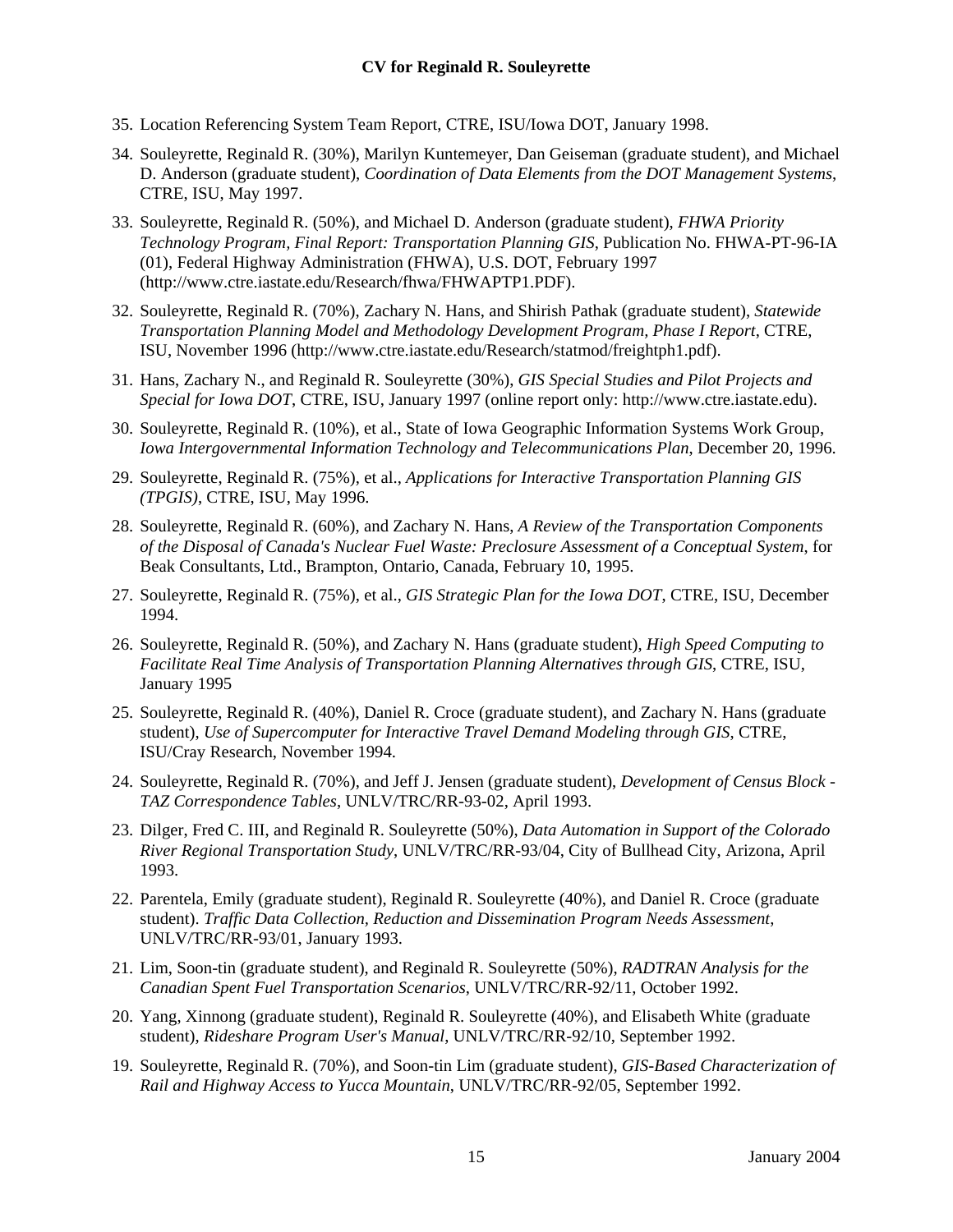35. Location Referencing System Team Report, CTRE, ISU/Iowa DOT, January 1998.

34. Souleyrette, Reginald R. (30%), Marilyn Kuntemeyer, Dan Geiseman (graduate student), and Michael D. Anderson (graduate student), *Coordination of Data Elements from the DOT Management Systems*, CTRE, ISU, May 1997.

33. Souleyrette, Reginald R. (50%), and Michael D. Anderson (graduate student), *FHWA Priority Technology Program, Final Report: Transportation Planning GIS*, Publication No. FHWA-PT-96-IA (01), Federal Highway Administration (FHWA), U.S. DOT, February 1997 (http://www.ctre.iastate.edu/Research/fhwa/FHWAPTP1.PDF).

32. Souleyrette, Reginald R. (70%), Zachary N. Hans, and Shirish Pathak (graduate student), *Statewide Transportation Planning Model and Methodology Development Program, Phase I Report*, CTRE, ISU, November 1996 (http://www.ctre.iastate.edu/Research/statmod/freightph1.pdf).

31. Hans, Zachary N., and Reginald R. Souleyrette (30%), *GIS Special Studies and Pilot Projects and Special for Iowa DOT*, CTRE, ISU, January 1997 (online report only: http://www.ctre.iastate.edu).

30. Souleyrette, Reginald R. (10%), et al., State of Iowa Geographic Information Systems Work Group, *Iowa Intergovernmental Information Technology and Telecommunications Plan*, December 20, 1996.

29. Souleyrette, Reginald R. (75%), et al., *Applications for Interactive Transportation Planning GIS (TPGIS)*, CTRE, ISU, May 1996.

28. Souleyrette, Reginald R. (60%), and Zachary N. Hans, *A Review of the Transportation Components of the Disposal of Canada's Nuclear Fuel Waste: Preclosure Assessment of a Conceptual System*, for Beak Consultants, Ltd., Brampton, Ontario, Canada, February 10, 1995.

27. Souleyrette, Reginald R. (75%), et al., *GIS Strategic Plan for the Iowa DOT*, CTRE, ISU, December 1994.

26. Souleyrette, Reginald R. (50%), and Zachary N. Hans (graduate student), *High Speed Computing to Facilitate Real Time Analysis of Transportation Planning Alternatives through GIS*, CTRE, ISU, January 1995

25. Souleyrette, Reginald R. (40%), Daniel R. Croce (graduate student), and Zachary N. Hans (graduate student), *Use of Supercomputer for Interactive Travel Demand Modeling through GIS*, CTRE, ISU/Cray Research, November 1994.

24. Souleyrette, Reginald R. (70%), and Jeff J. Jensen (graduate student), *Development of Census Block - TAZ Correspondence Tables*, UNLV/TRC/RR-93-02, April 1993.

23. Dilger, Fred C. III, and Reginald R. Souleyrette (50%), *Data Automation in Support of the Colorado River Regional Transportation Study*, UNLV/TRC/RR-93/04, City of Bullhead City, Arizona, April 1993.

22. Parentela, Emily (graduate student), Reginald R. Souleyrette (40%), and Daniel R. Croce (graduate student). *Traffic Data Collection, Reduction and Dissemination Program Needs Assessment*, UNLV/TRC/RR-93/01, January 1993.

21. Lim, Soon-tin (graduate student), and Reginald R. Souleyrette (50%), *RADTRAN Analysis for the Canadian Spent Fuel Transportation Scenarios*, UNLV/TRC/RR-92/11, October 1992.

20. Yang, Xinnong (graduate student), Reginald R. Souleyrette (40%), and Elisabeth White (graduate student), *Rideshare Program User's Manual*, UNLV/TRC/RR-92/10, September 1992.

19. Souleyrette, Reginald R. (70%), and Soon-tin Lim (graduate student), *GIS-Based Characterization of Rail and Highway Access to Yucca Mountain*, UNLV/TRC/RR-92/05, September 1992.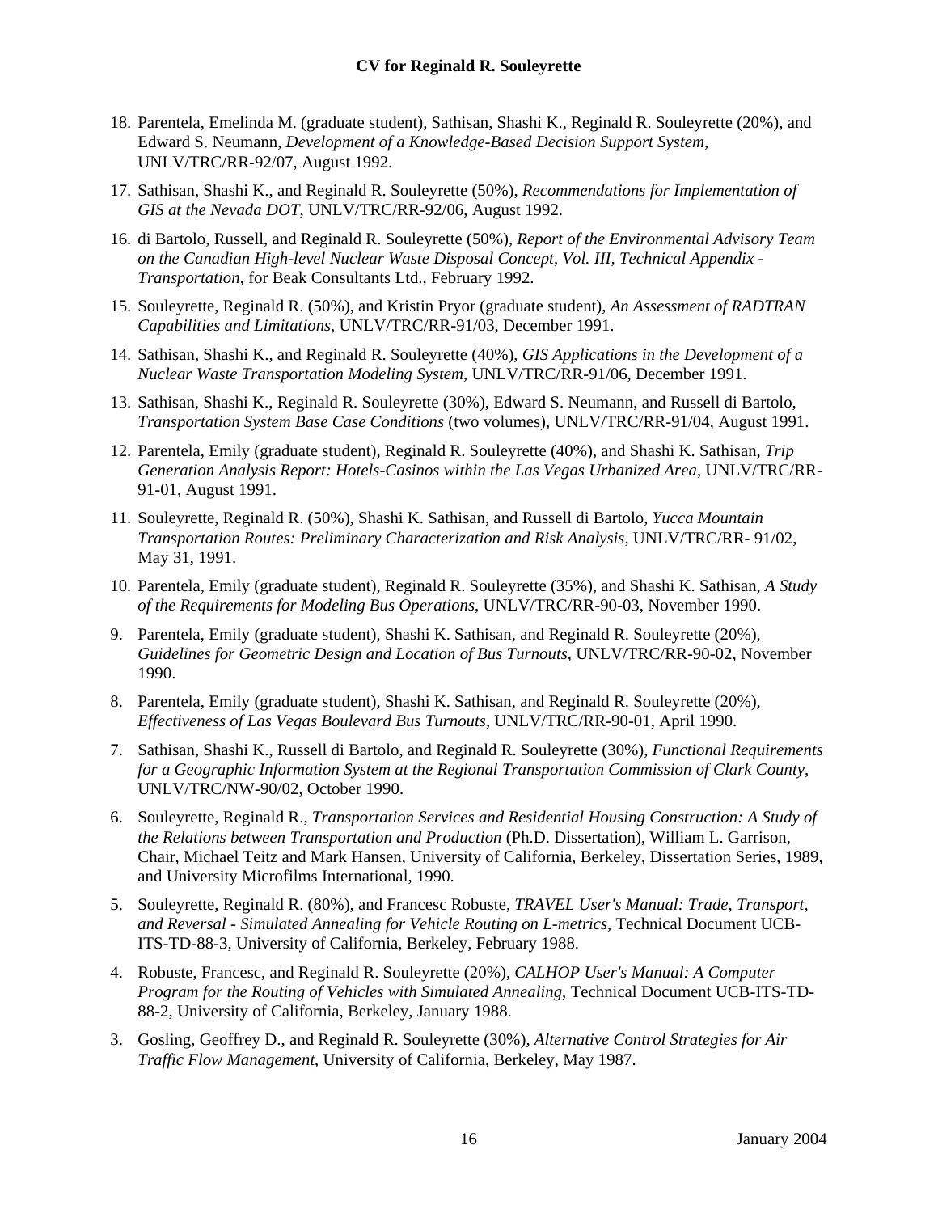18. Parentela, Emelinda M. (graduate student), Sathisan, Shashi K., Reginald R. Souleyrette (20%), and Edward S. Neumann, *Development of a Knowledge-Based Decision Support System*, UNLV/TRC/RR-92/07, August 1992.

17. Sathisan, Shashi K., and Reginald R. Souleyrette (50%), *Recommendations for Implementation of GIS at the Nevada DOT*, UNLV/TRC/RR-92/06, August 1992.

16. di Bartolo, Russell, and Reginald R. Souleyrette (50%), *Report of the Environmental Advisory Team on the Canadian High-level Nuclear Waste Disposal Concept, Vol. III, Technical Appendix - Transportation*, for Beak Consultants Ltd., February 1992.

15. Souleyrette, Reginald R. (50%), and Kristin Pryor (graduate student), *An Assessment of RADTRAN Capabilities and Limitations*, UNLV/TRC/RR-91/03, December 1991.

14. Sathisan, Shashi K., and Reginald R. Souleyrette (40%), *GIS Applications in the Development of a Nuclear Waste Transportation Modeling System*, UNLV/TRC/RR-91/06, December 1991.

13. Sathisan, Shashi K., Reginald R. Souleyrette (30%), Edward S. Neumann, and Russell di Bartolo, *Transportation System Base Case Conditions* (two volumes), UNLV/TRC/RR-91/04, August 1991.

12. Parentela, Emily (graduate student), Reginald R. Souleyrette (40%), and Shashi K. Sathisan, *Trip Generation Analysis Report: Hotels-Casinos within the Las Vegas Urbanized Area*, UNLV/TRC/RR-91-01, August 1991.

11. Souleyrette, Reginald R. (50%), Shashi K. Sathisan, and Russell di Bartolo, *Yucca Mountain Transportation Routes: Preliminary Characterization and Risk Analysis*, UNLV/TRC/RR- 91/02, May 31, 1991.

10. Parentela, Emily (graduate student), Reginald R. Souleyrette (35%), and Shashi K. Sathisan, *A Study of the Requirements for Modeling Bus Operations*, UNLV/TRC/RR-90-03, November 1990.

9. Parentela, Emily (graduate student), Shashi K. Sathisan, and Reginald R. Souleyrette (20%), *Guidelines for Geometric Design and Location of Bus Turnouts*, UNLV/TRC/RR-90-02, November 1990.

8. Parentela, Emily (graduate student), Shashi K. Sathisan, and Reginald R. Souleyrette (20%), *Effectiveness of Las Vegas Boulevard Bus Turnouts*, UNLV/TRC/RR-90-01, April 1990.

7. Sathisan, Shashi K., Russell di Bartolo, and Reginald R. Souleyrette (30%), *Functional Requirements for a Geographic Information System at the Regional Transportation Commission of Clark County*, UNLV/TRC/NW-90/02, October 1990.

6. Souleyrette, Reginald R., *Transportation Services and Residential Housing Construction: A Study of the Relations between Transportation and Production* (Ph.D. Dissertation), William L. Garrison, Chair, Michael Teitz and Mark Hansen, University of California, Berkeley, Dissertation Series, 1989, and University Microfilms International, 1990.

5. Souleyrette, Reginald R. (80%), and Francesc Robuste, *TRAVEL User's Manual: Trade, Transport, and Reversal - Simulated Annealing for Vehicle Routing on L-metrics*, Technical Document UCB-ITS-TD-88-3, University of California, Berkeley, February 1988.

4. Robuste, Francesc, and Reginald R. Souleyrette (20%), *CALHOP User's Manual: A Computer Program for the Routing of Vehicles with Simulated Annealing*, Technical Document UCB-ITS-TD-88-2, University of California, Berkeley, January 1988.

3. Gosling, Geoffrey D., and Reginald R. Souleyrette (30%), *Alternative Control Strategies for Air Traffic Flow Management*, University of California, Berkeley, May 1987.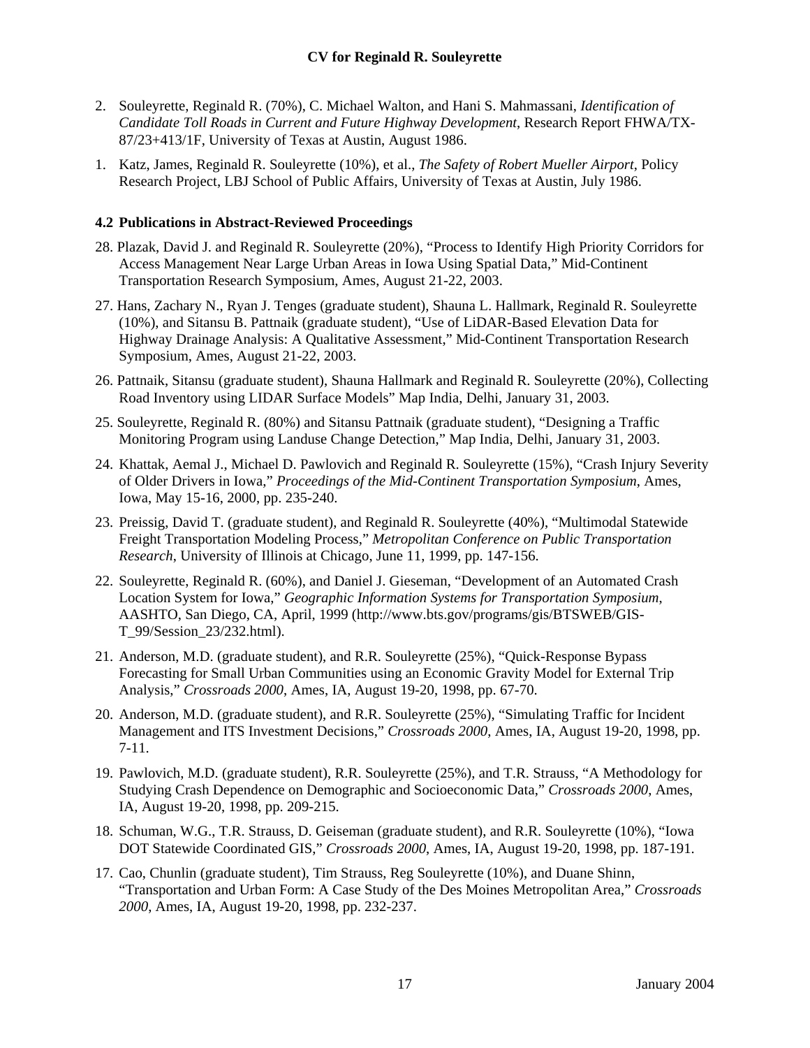2. Souleyrette, Reginald R. (70%), C. Michael Walton, and Hani S. Mahmassani, *Identification of Candidate Toll Roads in Current and Future Highway Development*, Research Report FHWA/TX-87/23+413/1F, University of Texas at Austin, August 1986.

1. Katz, James, Reginald R. Souleyrette (10%), et al., *The Safety of Robert Mueller Airport*, Policy Research Project, LBJ School of Public Affairs, University of Texas at Austin, July 1986.

### 4.2 Publications in Abstract-Reviewed Proceedings

28. Plazak, David J. and Reginald R. Souleyrette (20%), "Process to Identify High Priority Corridors for Access Management Near Large Urban Areas in Iowa Using Spatial Data," Mid-Continent Transportation Research Symposium, Ames, August 21-22, 2003.

27. Hans, Zachary N., Ryan J. Tenges (graduate student), Shauna L. Hallmark, Reginald R. Souleyrette (10%), and Sitansu B. Pattnaik (graduate student), "Use of LiDAR-Based Elevation Data for Highway Drainage Analysis: A Qualitative Assessment," Mid-Continent Transportation Research Symposium, Ames, August 21-22, 2003.

26. Pattnaik, Sitansu (graduate student), Shauna Hallmark and Reginald R. Souleyrette (20%), Collecting Road Inventory using LIDAR Surface Models" Map India, Delhi, January 31, 2003.

25. Souleyrette, Reginald R. (80%) and Sitansu Pattnaik (graduate student), "Designing a Traffic Monitoring Program using Landuse Change Detection," Map India, Delhi, January 31, 2003.

24. Khattak, Aemal J., Michael D. Pawlovich and Reginald R. Souleyrette (15%), "Crash Injury Severity of Older Drivers in Iowa," *Proceedings of the Mid-Continent Transportation Symposium*, Ames, Iowa, May 15-16, 2000, pp. 235-240.

23. Preissig, David T. (graduate student), and Reginald R. Souleyrette (40%), "Multimodal Statewide Freight Transportation Modeling Process," *Metropolitan Conference on Public Transportation Research*, University of Illinois at Chicago, June 11, 1999, pp. 147-156.

22. Souleyrette, Reginald R. (60%), and Daniel J. Gieseman, "Development of an Automated Crash Location System for Iowa," *Geographic Information Systems for Transportation Symposium*, AASHTO, San Diego, CA, April, 1999 (http://www.bts.gov/programs/gis/BTSWEB/GIS-T_99/Session_23/232.html).

21. Anderson, M.D. (graduate student), and R.R. Souleyrette (25%), "Quick-Response Bypass Forecasting for Small Urban Communities using an Economic Gravity Model for External Trip Analysis," *Crossroads 2000*, Ames, IA, August 19-20, 1998, pp. 67-70.

20. Anderson, M.D. (graduate student), and R.R. Souleyrette (25%), "Simulating Traffic for Incident Management and ITS Investment Decisions," *Crossroads 2000*, Ames, IA, August 19-20, 1998, pp. 7-11.

19. Pawlovich, M.D. (graduate student), R.R. Souleyrette (25%), and T.R. Strauss, "A Methodology for Studying Crash Dependence on Demographic and Socioeconomic Data," *Crossroads 2000*, Ames, IA, August 19-20, 1998, pp. 209-215.

18. Schuman, W.G., T.R. Strauss, D. Geiseman (graduate student), and R.R. Souleyrette (10%), "Iowa DOT Statewide Coordinated GIS," *Crossroads 2000*, Ames, IA, August 19-20, 1998, pp. 187-191.

17. Cao, Chunlin (graduate student), Tim Strauss, Reg Souleyrette (10%), and Duane Shinn, "Transportation and Urban Form: A Case Study of the Des Moines Metropolitan Area," *Crossroads 2000*, Ames, IA, August 19-20, 1998, pp. 232-237.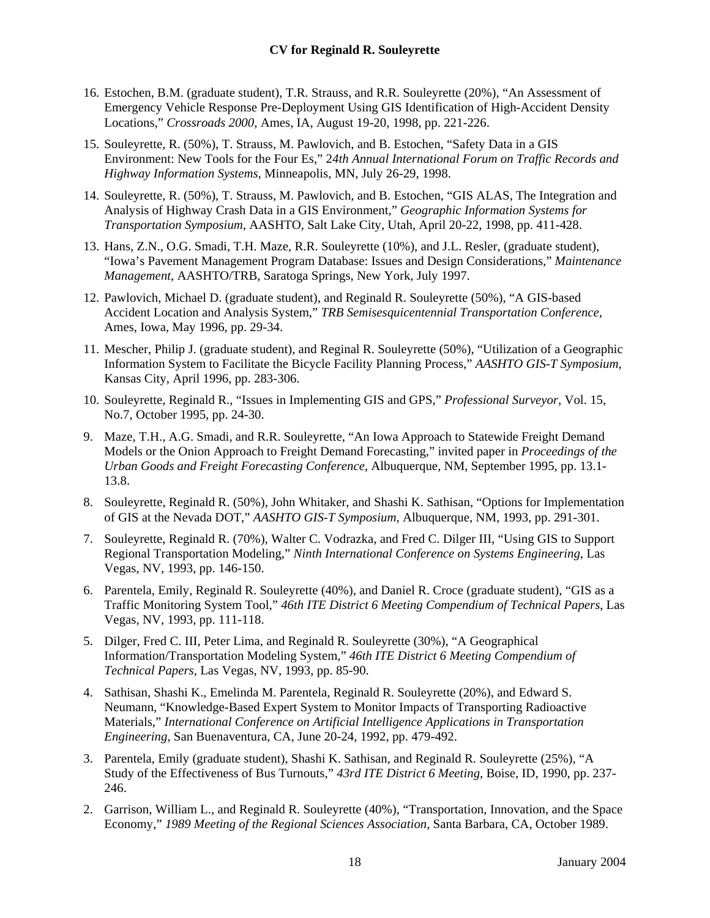16. Estochen, B.M. (graduate student), T.R. Strauss, and R.R. Souleyrette (20%), "An Assessment of Emergency Vehicle Response Pre-Deployment Using GIS Identification of High-Accident Density Locations," *Crossroads 2000*, Ames, IA, August 19-20, 1998, pp. 221-226.

15. Souleyrette, R. (50%), T. Strauss, M. Pawlovich, and B. Estochen, "Safety Data in a GIS Environment: New Tools for the Four Es," 2*4th Annual International Forum on Traffic Records and Highway Information Systems*, Minneapolis, MN, July 26-29, 1998.

14. Souleyrette, R. (50%), T. Strauss, M. Pawlovich, and B. Estochen, "GIS ALAS, The Integration and Analysis of Highway Crash Data in a GIS Environment," *Geographic Information Systems for Transportation Symposium*, AASHTO, Salt Lake City, Utah, April 20-22, 1998, pp. 411-428.

13. Hans, Z.N., O.G. Smadi, T.H. Maze, R.R. Souleyrette (10%), and J.L. Resler, (graduate student), "Iowa's Pavement Management Program Database: Issues and Design Considerations," *Maintenance Management*, AASHTO/TRB, Saratoga Springs, New York, July 1997.

12. Pawlovich, Michael D. (graduate student), and Reginald R. Souleyrette (50%), "A GIS-based Accident Location and Analysis System," *TRB Semisesquicentennial Transportation Conference*, Ames, Iowa, May 1996, pp. 29-34.

11. Mescher, Philip J. (graduate student), and Reginal R. Souleyrette (50%), "Utilization of a Geographic Information System to Facilitate the Bicycle Facility Planning Process," *AASHTO GIS-T Symposium*, Kansas City, April 1996, pp. 283-306.

10. Souleyrette, Reginald R., "Issues in Implementing GIS and GPS," *Professional Surveyor*, Vol. 15, No.7, October 1995, pp. 24-30.

9. Maze, T.H., A.G. Smadi, and R.R. Souleyrette, "An Iowa Approach to Statewide Freight Demand Models or the Onion Approach to Freight Demand Forecasting," invited paper in *Proceedings of the Urban Goods and Freight Forecasting Conference*, Albuquerque, NM, September 1995, pp. 13.1-13.8.

8. Souleyrette, Reginald R. (50%), John Whitaker, and Shashi K. Sathisan, "Options for Implementation of GIS at the Nevada DOT," *AASHTO GIS-T Symposium*, Albuquerque, NM, 1993, pp. 291-301.

7. Souleyrette, Reginald R. (70%), Walter C. Vodrazka, and Fred C. Dilger III, "Using GIS to Support Regional Transportation Modeling," *Ninth International Conference on Systems Engineering*, Las Vegas, NV, 1993, pp. 146-150.

6. Parentela, Emily, Reginald R. Souleyrette (40%), and Daniel R. Croce (graduate student), "GIS as a Traffic Monitoring System Tool," *46th ITE District 6 Meeting Compendium of Technical Papers*, Las Vegas, NV, 1993, pp. 111-118.

5. Dilger, Fred C. III, Peter Lima, and Reginald R. Souleyrette (30%), "A Geographical Information/Transportation Modeling System," *46th ITE District 6 Meeting Compendium of Technical Papers*, Las Vegas, NV, 1993, pp. 85-90.

4. Sathisan, Shashi K., Emelinda M. Parentela, Reginald R. Souleyrette (20%), and Edward S. Neumann, "Knowledge-Based Expert System to Monitor Impacts of Transporting Radioactive Materials," *International Conference on Artificial Intelligence Applications in Transportation Engineering*, San Buenaventura, CA, June 20-24, 1992, pp. 479-492.

3. Parentela, Emily (graduate student), Shashi K. Sathisan, and Reginald R. Souleyrette (25%), "A Study of the Effectiveness of Bus Turnouts," *43rd ITE District 6 Meeting*, Boise, ID, 1990, pp. 237-246.

2. Garrison, William L., and Reginald R. Souleyrette (40%), "Transportation, Innovation, and the Space Economy," *1989 Meeting of the Regional Sciences Association*, Santa Barbara, CA, October 1989.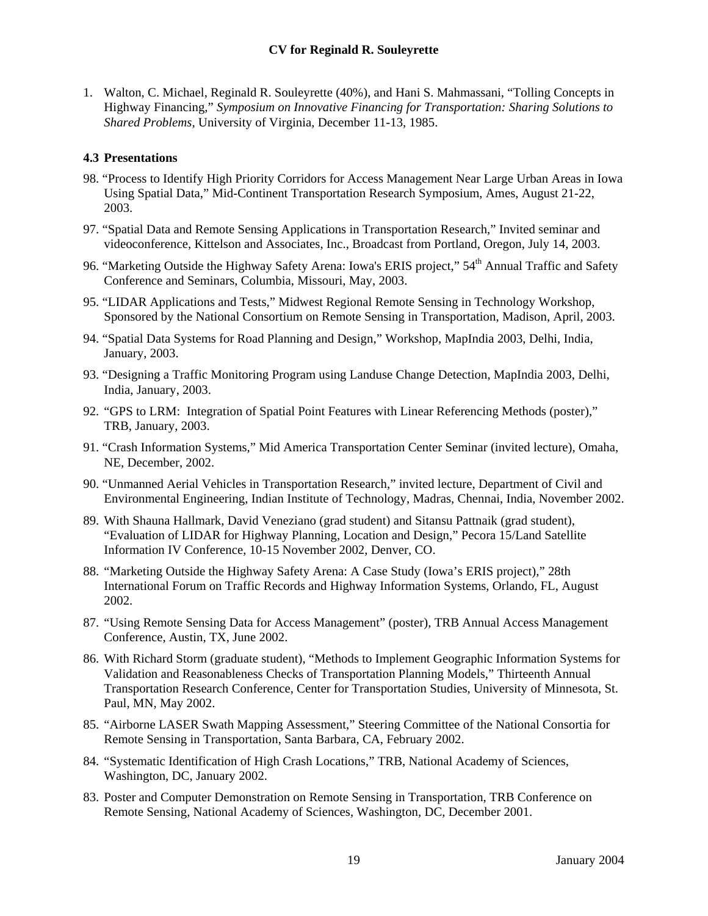1. Walton, C. Michael, Reginald R. Souleyrette (40%), and Hani S. Mahmassani, "Tolling Concepts in Highway Financing," *Symposium on Innovative Financing for Transportation: Sharing Solutions to Shared Problems*, University of Virginia, December 11-13, 1985.

### 4.3 Presentations

98. "Process to Identify High Priority Corridors for Access Management Near Large Urban Areas in Iowa Using Spatial Data," Mid-Continent Transportation Research Symposium, Ames, August 21-22, 2003.

97. "Spatial Data and Remote Sensing Applications in Transportation Research," Invited seminar and videoconference, Kittelson and Associates, Inc., Broadcast from Portland, Oregon, July 14, 2003.

96. "Marketing Outside the Highway Safety Arena: Iowa's ERIS project," 54th Annual Traffic and Safety Conference and Seminars, Columbia, Missouri, May, 2003.

95. "LIDAR Applications and Tests," Midwest Regional Remote Sensing in Technology Workshop, Sponsored by the National Consortium on Remote Sensing in Transportation, Madison, April, 2003.

94. "Spatial Data Systems for Road Planning and Design," Workshop, MapIndia 2003, Delhi, India, January, 2003.

93. "Designing a Traffic Monitoring Program using Landuse Change Detection, MapIndia 2003, Delhi, India, January, 2003.

92. "GPS to LRM: Integration of Spatial Point Features with Linear Referencing Methods (poster)," TRB, January, 2003.

91. "Crash Information Systems," Mid America Transportation Center Seminar (invited lecture), Omaha, NE, December, 2002.

90. "Unmanned Aerial Vehicles in Transportation Research," invited lecture, Department of Civil and Environmental Engineering, Indian Institute of Technology, Madras, Chennai, India, November 2002.

89. With Shauna Hallmark, David Veneziano (grad student) and Sitansu Pattnaik (grad student), "Evaluation of LIDAR for Highway Planning, Location and Design," Pecora 15/Land Satellite Information IV Conference, 10-15 November 2002, Denver, CO.

88. "Marketing Outside the Highway Safety Arena: A Case Study (Iowa's ERIS project)," 28th International Forum on Traffic Records and Highway Information Systems, Orlando, FL, August 2002.

87. "Using Remote Sensing Data for Access Management" (poster), TRB Annual Access Management Conference, Austin, TX, June 2002.

86. With Richard Storm (graduate student), "Methods to Implement Geographic Information Systems for Validation and Reasonableness Checks of Transportation Planning Models," Thirteenth Annual Transportation Research Conference, Center for Transportation Studies, University of Minnesota, St. Paul, MN, May 2002.

85. "Airborne LASER Swath Mapping Assessment," Steering Committee of the National Consortia for Remote Sensing in Transportation, Santa Barbara, CA, February 2002.

84. "Systematic Identification of High Crash Locations," TRB, National Academy of Sciences, Washington, DC, January 2002.

83. Poster and Computer Demonstration on Remote Sensing in Transportation, TRB Conference on Remote Sensing, National Academy of Sciences, Washington, DC, December 2001.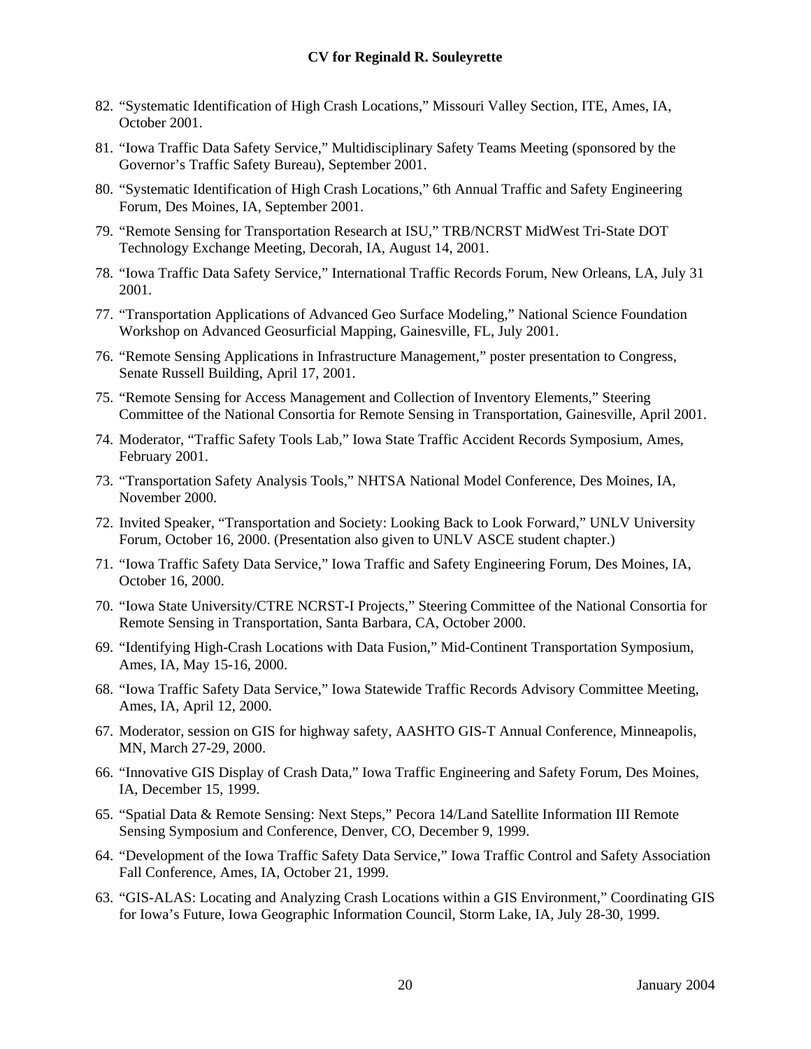82. “Systematic Identification of High Crash Locations,” Missouri Valley Section, ITE, Ames, IA, October 2001.

81. “Iowa Traffic Data Safety Service,” Multidisciplinary Safety Teams Meeting (sponsored by the Governor’s Traffic Safety Bureau), September 2001.

80. “Systematic Identification of High Crash Locations,” 6th Annual Traffic and Safety Engineering Forum, Des Moines, IA, September 2001.

79. “Remote Sensing for Transportation Research at ISU,” TRB/NCRST MidWest Tri-State DOT Technology Exchange Meeting, Decorah, IA, August 14, 2001.

78. “Iowa Traffic Data Safety Service,” International Traffic Records Forum, New Orleans, LA, July 31 2001.

77. “Transportation Applications of Advanced Geo Surface Modeling,” National Science Foundation Workshop on Advanced Geosurficial Mapping, Gainesville, FL, July 2001.

76. “Remote Sensing Applications in Infrastructure Management,” poster presentation to Congress, Senate Russell Building, April 17, 2001.

75. “Remote Sensing for Access Management and Collection of Inventory Elements,” Steering Committee of the National Consortia for Remote Sensing in Transportation, Gainesville, April 2001.

74. Moderator, “Traffic Safety Tools Lab,” Iowa State Traffic Accident Records Symposium, Ames, February 2001.

73. “Transportation Safety Analysis Tools,” NHTSA National Model Conference, Des Moines, IA, November 2000.

72. Invited Speaker, “Transportation and Society: Looking Back to Look Forward,” UNLV University Forum, October 16, 2000. (Presentation also given to UNLV ASCE student chapter.)

71. “Iowa Traffic Safety Data Service,” Iowa Traffic and Safety Engineering Forum, Des Moines, IA, October 16, 2000.

70. “Iowa State University/CTRE NCRST-I Projects,” Steering Committee of the National Consortia for Remote Sensing in Transportation, Santa Barbara, CA, October 2000.

69. “Identifying High-Crash Locations with Data Fusion,” Mid-Continent Transportation Symposium, Ames, IA, May 15-16, 2000.

68. “Iowa Traffic Safety Data Service,” Iowa Statewide Traffic Records Advisory Committee Meeting, Ames, IA, April 12, 2000.

67. Moderator, session on GIS for highway safety, AASHTO GIS-T Annual Conference, Minneapolis, MN, March 27-29, 2000.

66. “Innovative GIS Display of Crash Data,” Iowa Traffic Engineering and Safety Forum, Des Moines, IA, December 15, 1999.

65. “Spatial Data & Remote Sensing: Next Steps,” Pecora 14/Land Satellite Information III Remote Sensing Symposium and Conference, Denver, CO, December 9, 1999.

64. “Development of the Iowa Traffic Safety Data Service,” Iowa Traffic Control and Safety Association Fall Conference, Ames, IA, October 21, 1999.

63. “GIS-ALAS: Locating and Analyzing Crash Locations within a GIS Environment,” Coordinating GIS for Iowa’s Future, Iowa Geographic Information Council, Storm Lake, IA, July 28-30, 1999.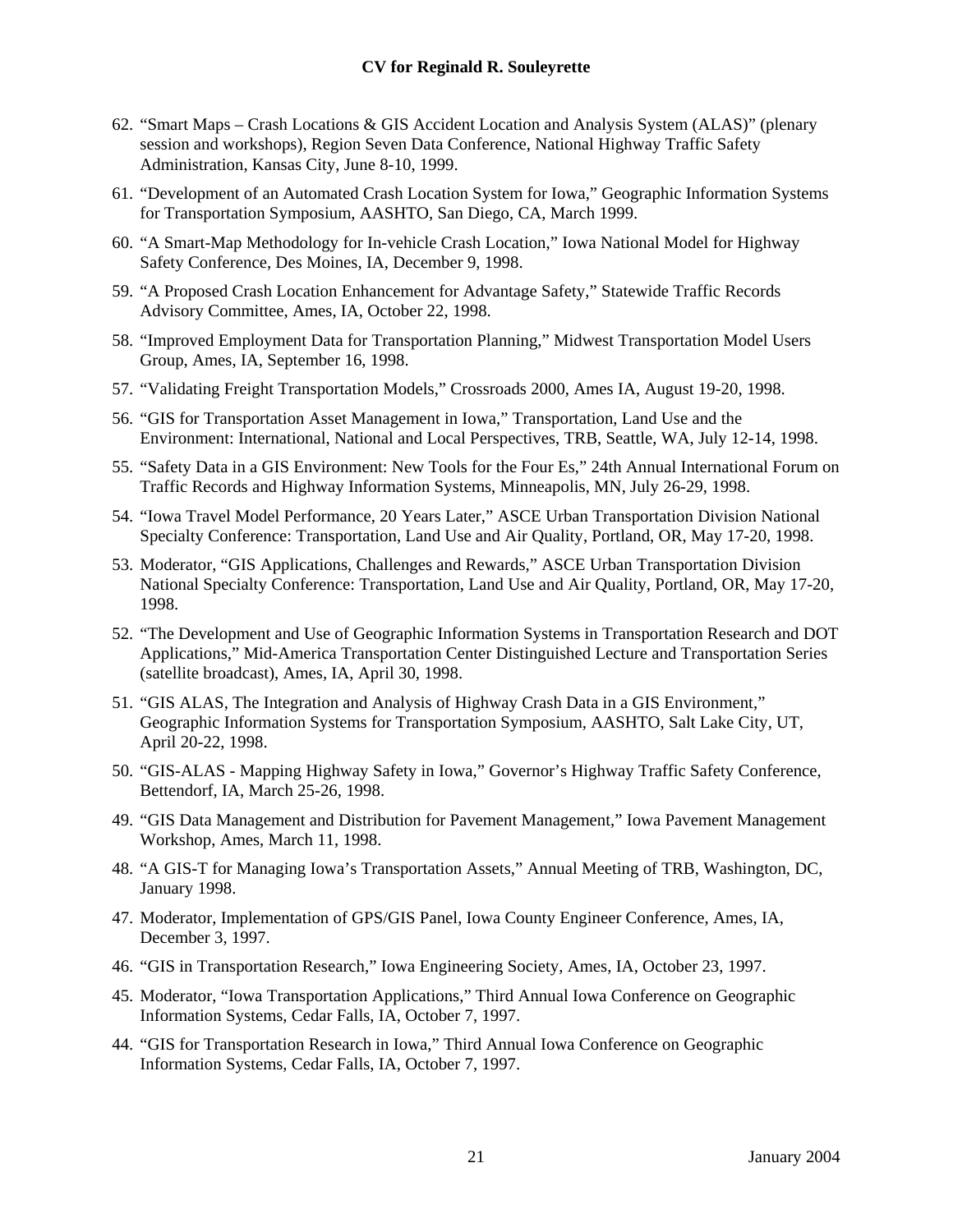62. "Smart Maps – Crash Locations & GIS Accident Location and Analysis System (ALAS)" (plenary session and workshops), Region Seven Data Conference, National Highway Traffic Safety Administration, Kansas City, June 8-10, 1999.

61. "Development of an Automated Crash Location System for Iowa," Geographic Information Systems for Transportation Symposium, AASHTO, San Diego, CA, March 1999.

60. "A Smart-Map Methodology for In-vehicle Crash Location," Iowa National Model for Highway Safety Conference, Des Moines, IA, December 9, 1998.

59. "A Proposed Crash Location Enhancement for Advantage Safety," Statewide Traffic Records Advisory Committee, Ames, IA, October 22, 1998.

58. "Improved Employment Data for Transportation Planning," Midwest Transportation Model Users Group, Ames, IA, September 16, 1998.

57. "Validating Freight Transportation Models," Crossroads 2000, Ames IA, August 19-20, 1998.

56. "GIS for Transportation Asset Management in Iowa," Transportation, Land Use and the Environment: International, National and Local Perspectives, TRB, Seattle, WA, July 12-14, 1998.

55. "Safety Data in a GIS Environment: New Tools for the Four Es," 24th Annual International Forum on Traffic Records and Highway Information Systems, Minneapolis, MN, July 26-29, 1998.

54. "Iowa Travel Model Performance, 20 Years Later," ASCE Urban Transportation Division National Specialty Conference: Transportation, Land Use and Air Quality, Portland, OR, May 17-20, 1998.

53. Moderator, "GIS Applications, Challenges and Rewards," ASCE Urban Transportation Division National Specialty Conference: Transportation, Land Use and Air Quality, Portland, OR, May 17-20, 1998.

52. "The Development and Use of Geographic Information Systems in Transportation Research and DOT Applications," Mid-America Transportation Center Distinguished Lecture and Transportation Series (satellite broadcast), Ames, IA, April 30, 1998.

51. "GIS ALAS, The Integration and Analysis of Highway Crash Data in a GIS Environment," Geographic Information Systems for Transportation Symposium, AASHTO, Salt Lake City, UT, April 20-22, 1998.

50. "GIS-ALAS - Mapping Highway Safety in Iowa," Governor's Highway Traffic Safety Conference, Bettendorf, IA, March 25-26, 1998.

49. "GIS Data Management and Distribution for Pavement Management," Iowa Pavement Management Workshop, Ames, March 11, 1998.

48. "A GIS-T for Managing Iowa's Transportation Assets," Annual Meeting of TRB, Washington, DC, January 1998.

47. Moderator, Implementation of GPS/GIS Panel, Iowa County Engineer Conference, Ames, IA, December 3, 1997.

46. "GIS in Transportation Research," Iowa Engineering Society, Ames, IA, October 23, 1997.

45. Moderator, "Iowa Transportation Applications," Third Annual Iowa Conference on Geographic Information Systems, Cedar Falls, IA, October 7, 1997.

44. "GIS for Transportation Research in Iowa," Third Annual Iowa Conference on Geographic Information Systems, Cedar Falls, IA, October 7, 1997.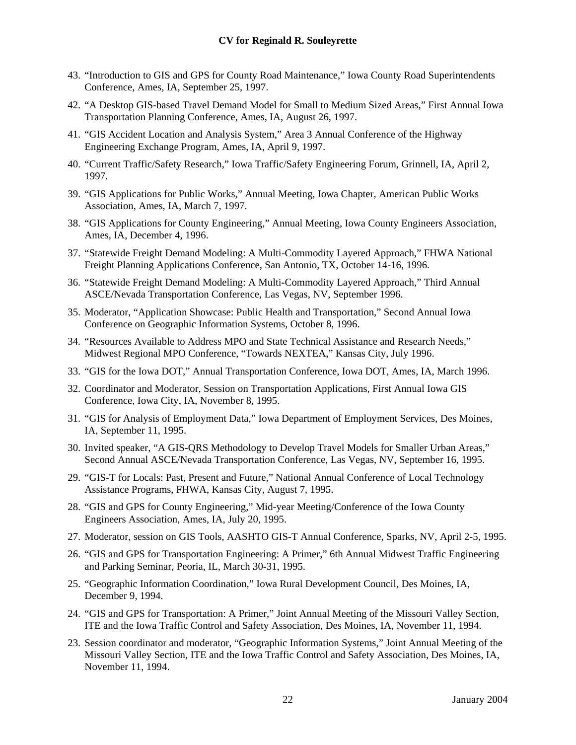43. "Introduction to GIS and GPS for County Road Maintenance," Iowa County Road Superintendents Conference, Ames, IA, September 25, 1997.

42. "A Desktop GIS-based Travel Demand Model for Small to Medium Sized Areas," First Annual Iowa Transportation Planning Conference, Ames, IA, August 26, 1997.

41. "GIS Accident Location and Analysis System," Area 3 Annual Conference of the Highway Engineering Exchange Program, Ames, IA, April 9, 1997.

40. "Current Traffic/Safety Research," Iowa Traffic/Safety Engineering Forum, Grinnell, IA, April 2, 1997.

39. "GIS Applications for Public Works," Annual Meeting, Iowa Chapter, American Public Works Association, Ames, IA, March 7, 1997.

38. "GIS Applications for County Engineering," Annual Meeting, Iowa County Engineers Association, Ames, IA, December 4, 1996.

37. "Statewide Freight Demand Modeling: A Multi-Commodity Layered Approach," FHWA National Freight Planning Applications Conference, San Antonio, TX, October 14-16, 1996.

36. "Statewide Freight Demand Modeling: A Multi-Commodity Layered Approach," Third Annual ASCE/Nevada Transportation Conference, Las Vegas, NV, September 1996.

35. Moderator, "Application Showcase: Public Health and Transportation," Second Annual Iowa Conference on Geographic Information Systems, October 8, 1996.

34. "Resources Available to Address MPO and State Technical Assistance and Research Needs," Midwest Regional MPO Conference, "Towards NEXTEA," Kansas City, July 1996.

33. "GIS for the Iowa DOT," Annual Transportation Conference, Iowa DOT, Ames, IA, March 1996.

32. Coordinator and Moderator, Session on Transportation Applications, First Annual Iowa GIS Conference, Iowa City, IA, November 8, 1995.

31. "GIS for Analysis of Employment Data," Iowa Department of Employment Services, Des Moines, IA, September 11, 1995.

30. Invited speaker, "A GIS-QRS Methodology to Develop Travel Models for Smaller Urban Areas," Second Annual ASCE/Nevada Transportation Conference, Las Vegas, NV, September 16, 1995.

29. "GIS-T for Locals: Past, Present and Future," National Annual Conference of Local Technology Assistance Programs, FHWA, Kansas City, August 7, 1995.

28. "GIS and GPS for County Engineering," Mid-year Meeting/Conference of the Iowa County Engineers Association, Ames, IA, July 20, 1995.

27. Moderator, session on GIS Tools, AASHTO GIS-T Annual Conference, Sparks, NV, April 2-5, 1995.

26. "GIS and GPS for Transportation Engineering: A Primer," 6th Annual Midwest Traffic Engineering and Parking Seminar, Peoria, IL, March 30-31, 1995.

25. "Geographic Information Coordination," Iowa Rural Development Council, Des Moines, IA, December 9, 1994.

24. "GIS and GPS for Transportation: A Primer," Joint Annual Meeting of the Missouri Valley Section, ITE and the Iowa Traffic Control and Safety Association, Des Moines, IA, November 11, 1994.

23. Session coordinator and moderator, "Geographic Information Systems," Joint Annual Meeting of the Missouri Valley Section, ITE and the Iowa Traffic Control and Safety Association, Des Moines, IA, November 11, 1994.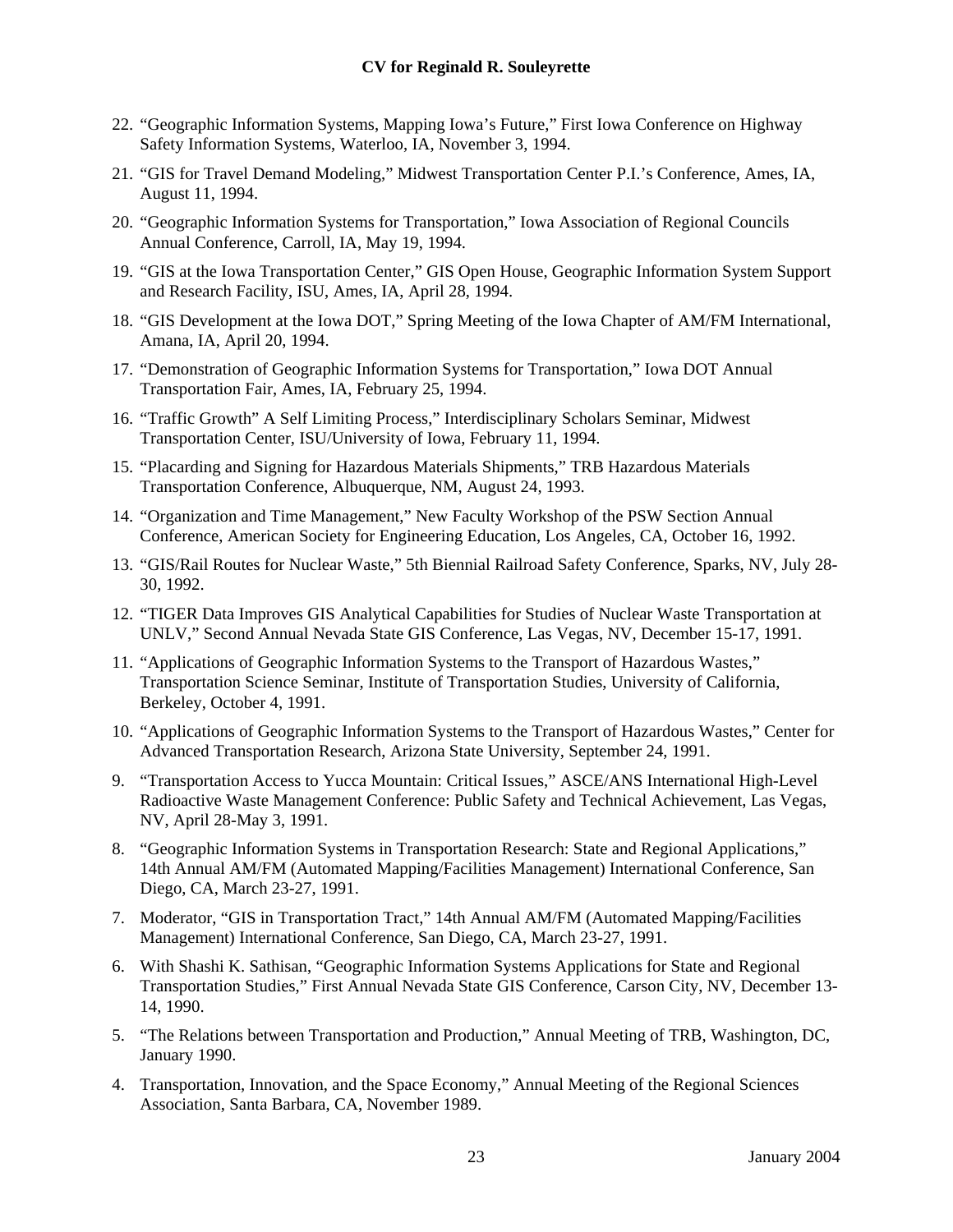22. "Geographic Information Systems, Mapping Iowa's Future," First Iowa Conference on Highway Safety Information Systems, Waterloo, IA, November 3, 1994.

21. "GIS for Travel Demand Modeling," Midwest Transportation Center P.I.'s Conference, Ames, IA, August 11, 1994.

20. "Geographic Information Systems for Transportation," Iowa Association of Regional Councils Annual Conference, Carroll, IA, May 19, 1994.

19. "GIS at the Iowa Transportation Center," GIS Open House, Geographic Information System Support and Research Facility, ISU, Ames, IA, April 28, 1994.

18. "GIS Development at the Iowa DOT," Spring Meeting of the Iowa Chapter of AM/FM International, Amana, IA, April 20, 1994.

17. "Demonstration of Geographic Information Systems for Transportation," Iowa DOT Annual Transportation Fair, Ames, IA, February 25, 1994.

16. "Traffic Growth" A Self Limiting Process," Interdisciplinary Scholars Seminar, Midwest Transportation Center, ISU/University of Iowa, February 11, 1994.

15. "Placarding and Signing for Hazardous Materials Shipments," TRB Hazardous Materials Transportation Conference, Albuquerque, NM, August 24, 1993.

14. "Organization and Time Management," New Faculty Workshop of the PSW Section Annual Conference, American Society for Engineering Education, Los Angeles, CA, October 16, 1992.

13. "GIS/Rail Routes for Nuclear Waste," 5th Biennial Railroad Safety Conference, Sparks, NV, July 28-30, 1992.

12. "TIGER Data Improves GIS Analytical Capabilities for Studies of Nuclear Waste Transportation at UNLV," Second Annual Nevada State GIS Conference, Las Vegas, NV, December 15-17, 1991.

11. "Applications of Geographic Information Systems to the Transport of Hazardous Wastes," Transportation Science Seminar, Institute of Transportation Studies, University of California, Berkeley, October 4, 1991.

10. "Applications of Geographic Information Systems to the Transport of Hazardous Wastes," Center for Advanced Transportation Research, Arizona State University, September 24, 1991.

9. "Transportation Access to Yucca Mountain: Critical Issues," ASCE/ANS International High-Level Radioactive Waste Management Conference: Public Safety and Technical Achievement, Las Vegas, NV, April 28-May 3, 1991.

8. "Geographic Information Systems in Transportation Research: State and Regional Applications," 14th Annual AM/FM (Automated Mapping/Facilities Management) International Conference, San Diego, CA, March 23-27, 1991.

7. Moderator, "GIS in Transportation Tract," 14th Annual AM/FM (Automated Mapping/Facilities Management) International Conference, San Diego, CA, March 23-27, 1991.

6. With Shashi K. Sathisan, "Geographic Information Systems Applications for State and Regional Transportation Studies," First Annual Nevada State GIS Conference, Carson City, NV, December 13-14, 1990.

5. "The Relations between Transportation and Production," Annual Meeting of TRB, Washington, DC, January 1990.

4. Transportation, Innovation, and the Space Economy," Annual Meeting of the Regional Sciences Association, Santa Barbara, CA, November 1989.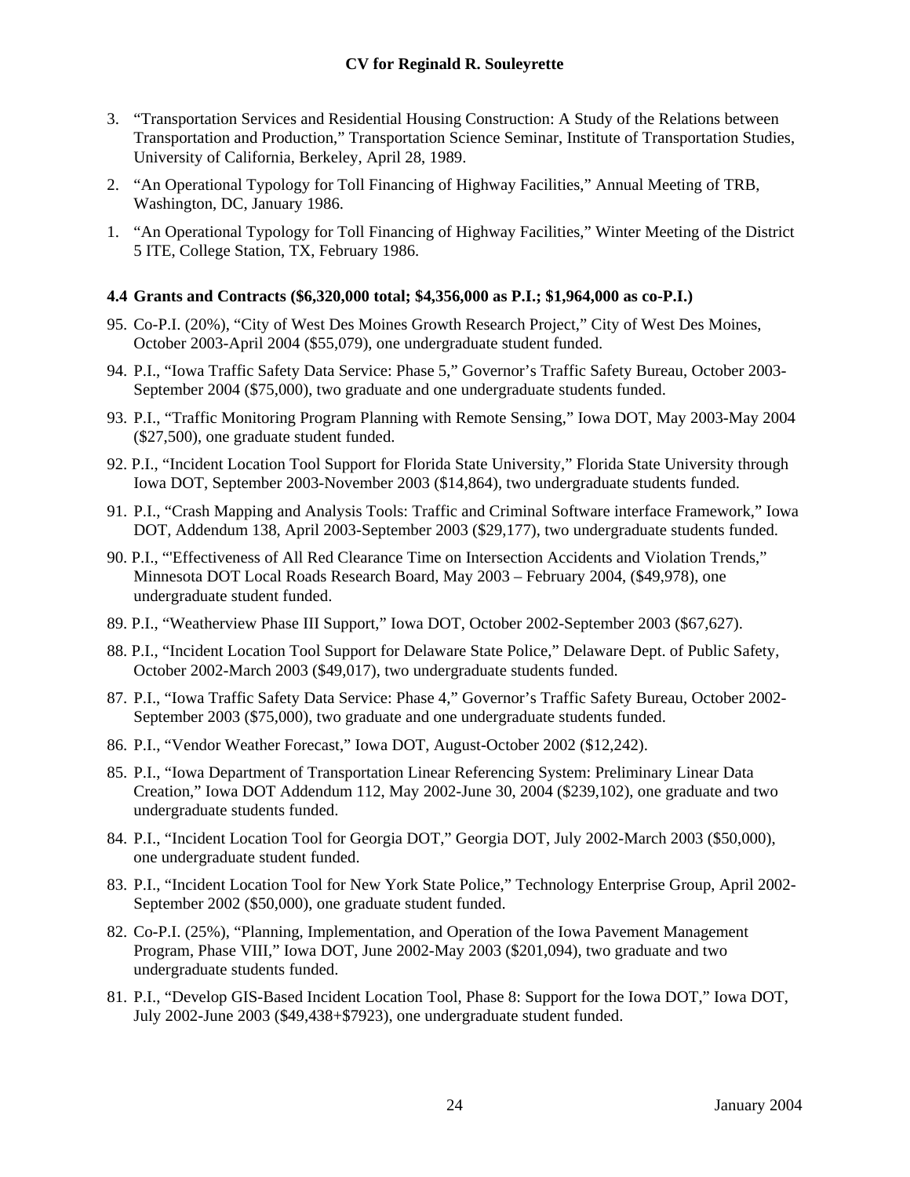3. "Transportation Services and Residential Housing Construction: A Study of the Relations between Transportation and Production," Transportation Science Seminar, Institute of Transportation Studies, University of California, Berkeley, April 28, 1989.

2. "An Operational Typology for Toll Financing of Highway Facilities," Annual Meeting of TRB, Washington, DC, January 1986.

1. "An Operational Typology for Toll Financing of Highway Facilities," Winter Meeting of the District 5 ITE, College Station, TX, February 1986.

### 4.4 Grants and Contracts ($6,320,000 total; $4,356,000 as P.I.; $1,964,000 as co-P.I.)

95. Co-P.I. (20%), "City of West Des Moines Growth Research Project," City of West Des Moines, October 2003-April 2004 ($55,079), one undergraduate student funded.

94. P.I., "Iowa Traffic Safety Data Service: Phase 5," Governor's Traffic Safety Bureau, October 2003-September 2004 ($75,000), two graduate and one undergraduate students funded.

93. P.I., "Traffic Monitoring Program Planning with Remote Sensing," Iowa DOT, May 2003-May 2004 ($27,500), one graduate student funded.

92. P.I., "Incident Location Tool Support for Florida State University," Florida State University through Iowa DOT, September 2003-November 2003 ($14,864), two undergraduate students funded.

91. P.I., "Crash Mapping and Analysis Tools: Traffic and Criminal Software interface Framework," Iowa DOT, Addendum 138, April 2003-September 2003 ($29,177), two undergraduate students funded.

90. P.I., "'Effectiveness of All Red Clearance Time on Intersection Accidents and Violation Trends," Minnesota DOT Local Roads Research Board, May 2003 – February 2004, ($49,978), one undergraduate student funded.

89. P.I., "Weatherview Phase III Support," Iowa DOT, October 2002-September 2003 ($67,627).

88. P.I., "Incident Location Tool Support for Delaware State Police," Delaware Dept. of Public Safety, October 2002-March 2003 ($49,017), two undergraduate students funded.

87. P.I., "Iowa Traffic Safety Data Service: Phase 4," Governor's Traffic Safety Bureau, October 2002-September 2003 ($75,000), two graduate and one undergraduate students funded.

86. P.I., "Vendor Weather Forecast," Iowa DOT, August-October 2002 ($12,242).

85. P.I., "Iowa Department of Transportation Linear Referencing System: Preliminary Linear Data Creation," Iowa DOT Addendum 112, May 2002-June 30, 2004 ($239,102), one graduate and two undergraduate students funded.

84. P.I., "Incident Location Tool for Georgia DOT," Georgia DOT, July 2002-March 2003 ($50,000), one undergraduate student funded.

83. P.I., "Incident Location Tool for New York State Police," Technology Enterprise Group, April 2002-September 2002 ($50,000), one graduate student funded.

82. Co-P.I. (25%), "Planning, Implementation, and Operation of the Iowa Pavement Management Program, Phase VIII," Iowa DOT, June 2002-May 2003 ($201,094), two graduate and two undergraduate students funded.

81. P.I., "Develop GIS-Based Incident Location Tool, Phase 8: Support for the Iowa DOT," Iowa DOT, July 2002-June 2003 ($49,438+$7923), one undergraduate student funded.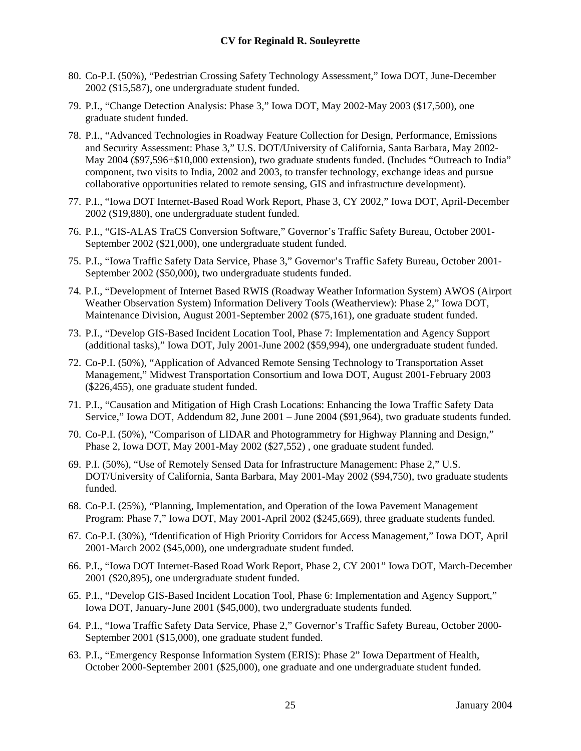80. Co-P.I. (50%), "Pedestrian Crossing Safety Technology Assessment," Iowa DOT, June-December 2002 ($15,587), one undergraduate student funded.

79. P.I., "Change Detection Analysis: Phase 3," Iowa DOT, May 2002-May 2003 ($17,500), one graduate student funded.

78. P.I., "Advanced Technologies in Roadway Feature Collection for Design, Performance, Emissions and Security Assessment: Phase 3," U.S. DOT/University of California, Santa Barbara, May 2002-May 2004 ($97,596+$10,000 extension), two graduate students funded. (Includes "Outreach to India" component, two visits to India, 2002 and 2003, to transfer technology, exchange ideas and pursue collaborative opportunities related to remote sensing, GIS and infrastructure development).

77. P.I., "Iowa DOT Internet-Based Road Work Report, Phase 3, CY 2002," Iowa DOT, April-December 2002 ($19,880), one undergraduate student funded.

76. P.I., "GIS-ALAS TraCS Conversion Software," Governor's Traffic Safety Bureau, October 2001-September 2002 ($21,000), one undergraduate student funded.

75. P.I., "Iowa Traffic Safety Data Service, Phase 3," Governor's Traffic Safety Bureau, October 2001-September 2002 ($50,000), two undergraduate students funded.

74. P.I., "Development of Internet Based RWIS (Roadway Weather Information System) AWOS (Airport Weather Observation System) Information Delivery Tools (Weatherview): Phase 2," Iowa DOT, Maintenance Division, August 2001-September 2002 ($75,161), one graduate student funded.

73. P.I., "Develop GIS-Based Incident Location Tool, Phase 7: Implementation and Agency Support (additional tasks)," Iowa DOT, July 2001-June 2002 ($59,994), one undergraduate student funded.

72. Co-P.I. (50%), "Application of Advanced Remote Sensing Technology to Transportation Asset Management," Midwest Transportation Consortium and Iowa DOT, August 2001-February 2003 ($226,455), one graduate student funded.

71. P.I., "Causation and Mitigation of High Crash Locations: Enhancing the Iowa Traffic Safety Data Service," Iowa DOT, Addendum 82, June 2001 – June 2004 ($91,964), two graduate students funded.

70. Co-P.I. (50%), "Comparison of LIDAR and Photogrammetry for Highway Planning and Design," Phase 2, Iowa DOT, May 2001-May 2002 ($27,552) , one graduate student funded.

69. P.I. (50%), "Use of Remotely Sensed Data for Infrastructure Management: Phase 2," U.S. DOT/University of California, Santa Barbara, May 2001-May 2002 ($94,750), two graduate students funded.

68. Co-P.I. (25%), "Planning, Implementation, and Operation of the Iowa Pavement Management Program: Phase 7," Iowa DOT, May 2001-April 2002 ($245,669), three graduate students funded.

67. Co-P.I. (30%), "Identification of High Priority Corridors for Access Management," Iowa DOT, April 2001-March 2002 ($45,000), one undergraduate student funded.

66. P.I., "Iowa DOT Internet-Based Road Work Report, Phase 2, CY 2001" Iowa DOT, March-December 2001 ($20,895), one undergraduate student funded.

65. P.I., "Develop GIS-Based Incident Location Tool, Phase 6: Implementation and Agency Support," Iowa DOT, January-June 2001 ($45,000), two undergraduate students funded.

64. P.I., "Iowa Traffic Safety Data Service, Phase 2," Governor's Traffic Safety Bureau, October 2000-September 2001 ($15,000), one graduate student funded.

63. P.I., "Emergency Response Information System (ERIS): Phase 2" Iowa Department of Health, October 2000-September 2001 ($25,000), one graduate and one undergraduate student funded.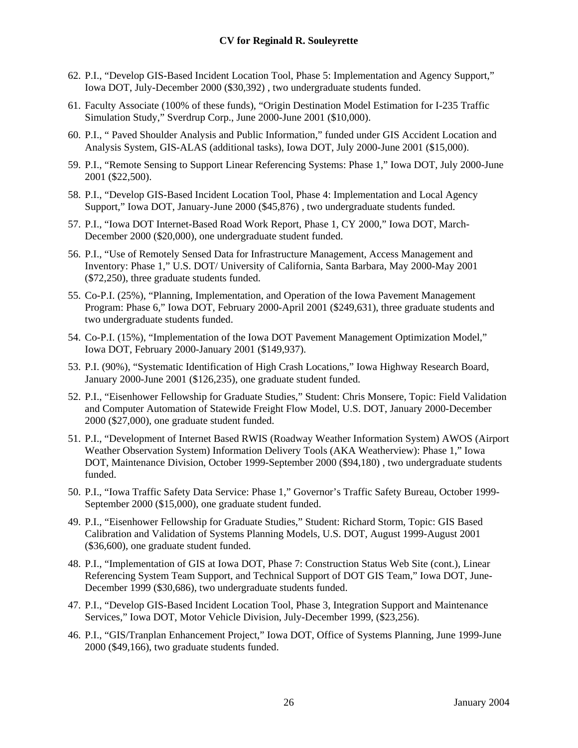62. P.I., "Develop GIS-Based Incident Location Tool, Phase 5: Implementation and Agency Support," Iowa DOT, July-December 2000 ($30,392) , two undergraduate students funded.

61. Faculty Associate (100% of these funds), "Origin Destination Model Estimation for I-235 Traffic Simulation Study," Sverdrup Corp., June 2000-June 2001 ($10,000).

60. P.I., " Paved Shoulder Analysis and Public Information," funded under GIS Accident Location and Analysis System, GIS-ALAS (additional tasks), Iowa DOT, July 2000-June 2001 ($15,000).

59. P.I., "Remote Sensing to Support Linear Referencing Systems: Phase 1," Iowa DOT, July 2000-June 2001 ($22,500).

58. P.I., "Develop GIS-Based Incident Location Tool, Phase 4: Implementation and Local Agency Support," Iowa DOT, January-June 2000 ($45,876) , two undergraduate students funded.

57. P.I., "Iowa DOT Internet-Based Road Work Report, Phase 1, CY 2000," Iowa DOT, March-December 2000 ($20,000), one undergraduate student funded.

56. P.I., "Use of Remotely Sensed Data for Infrastructure Management, Access Management and Inventory: Phase 1," U.S. DOT/ University of California, Santa Barbara, May 2000-May 2001 ($72,250), three graduate students funded.

55. Co-P.I. (25%), "Planning, Implementation, and Operation of the Iowa Pavement Management Program: Phase 6," Iowa DOT, February 2000-April 2001 ($249,631), three graduate students and two undergraduate students funded.

54. Co-P.I. (15%), "Implementation of the Iowa DOT Pavement Management Optimization Model," Iowa DOT, February 2000-January 2001 ($149,937).

53. P.I. (90%), "Systematic Identification of High Crash Locations," Iowa Highway Research Board, January 2000-June 2001 ($126,235), one graduate student funded.

52. P.I., "Eisenhower Fellowship for Graduate Studies," Student: Chris Monsere, Topic: Field Validation and Computer Automation of Statewide Freight Flow Model, U.S. DOT, January 2000-December 2000 ($27,000), one graduate student funded.

51. P.I., "Development of Internet Based RWIS (Roadway Weather Information System) AWOS (Airport Weather Observation System) Information Delivery Tools (AKA Weatherview): Phase 1," Iowa DOT, Maintenance Division, October 1999-September 2000 ($94,180) , two undergraduate students funded.

50. P.I., "Iowa Traffic Safety Data Service: Phase 1," Governor's Traffic Safety Bureau, October 1999-September 2000 ($15,000), one graduate student funded.

49. P.I., "Eisenhower Fellowship for Graduate Studies," Student: Richard Storm, Topic: GIS Based Calibration and Validation of Systems Planning Models, U.S. DOT, August 1999-August 2001 ($36,600), one graduate student funded.

48. P.I., "Implementation of GIS at Iowa DOT, Phase 7: Construction Status Web Site (cont.), Linear Referencing System Team Support, and Technical Support of DOT GIS Team," Iowa DOT, June-December 1999 ($30,686), two undergraduate students funded.

47. P.I., "Develop GIS-Based Incident Location Tool, Phase 3, Integration Support and Maintenance Services," Iowa DOT, Motor Vehicle Division, July-December 1999, ($23,256).

46. P.I., "GIS/Tranplan Enhancement Project," Iowa DOT, Office of Systems Planning, June 1999-June 2000 ($49,166), two graduate students funded.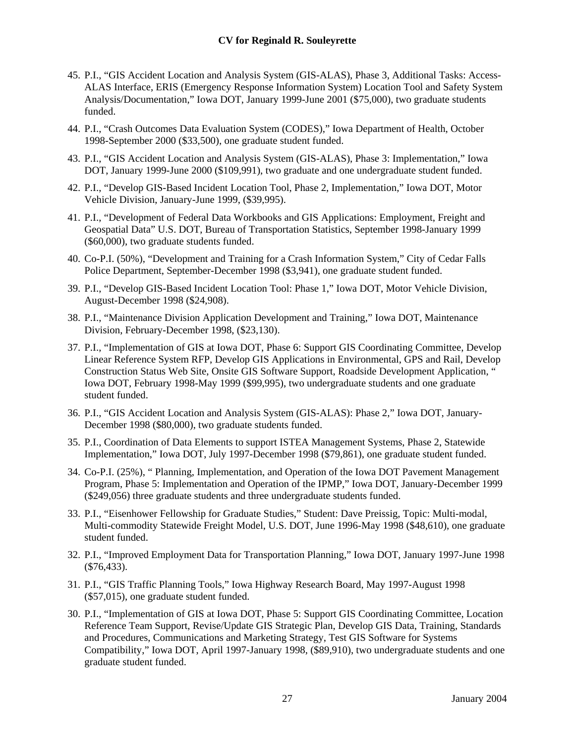45. P.I., "GIS Accident Location and Analysis System (GIS-ALAS), Phase 3, Additional Tasks: Access-ALAS Interface, ERIS (Emergency Response Information System) Location Tool and Safety System Analysis/Documentation," Iowa DOT, January 1999-June 2001 ($75,000), two graduate students funded.

44. P.I., "Crash Outcomes Data Evaluation System (CODES)," Iowa Department of Health, October 1998-September 2000 ($33,500), one graduate student funded.

43. P.I., "GIS Accident Location and Analysis System (GIS-ALAS), Phase 3: Implementation," Iowa DOT, January 1999-June 2000 ($109,991), two graduate and one undergraduate student funded.

42. P.I., "Develop GIS-Based Incident Location Tool, Phase 2, Implementation," Iowa DOT, Motor Vehicle Division, January-June 1999, ($39,995).

41. P.I., "Development of Federal Data Workbooks and GIS Applications: Employment, Freight and Geospatial Data" U.S. DOT, Bureau of Transportation Statistics, September 1998-January 1999 ($60,000), two graduate students funded.

40. Co-P.I. (50%), "Development and Training for a Crash Information System," City of Cedar Falls Police Department, September-December 1998 ($3,941), one graduate student funded.

39. P.I., "Develop GIS-Based Incident Location Tool: Phase 1," Iowa DOT, Motor Vehicle Division, August-December 1998 ($24,908).

38. P.I., "Maintenance Division Application Development and Training," Iowa DOT, Maintenance Division, February-December 1998, ($23,130).

37. P.I., "Implementation of GIS at Iowa DOT, Phase 6: Support GIS Coordinating Committee, Develop Linear Reference System RFP, Develop GIS Applications in Environmental, GPS and Rail, Develop Construction Status Web Site, Onsite GIS Software Support, Roadside Development Application, " Iowa DOT, February 1998-May 1999 ($99,995), two undergraduate students and one graduate student funded.

36. P.I., "GIS Accident Location and Analysis System (GIS-ALAS): Phase 2," Iowa DOT, January-December 1998 ($80,000), two graduate students funded.

35. P.I., Coordination of Data Elements to support ISTEA Management Systems, Phase 2, Statewide Implementation," Iowa DOT, July 1997-December 1998 ($79,861), one graduate student funded.

34. Co-P.I. (25%), " Planning, Implementation, and Operation of the Iowa DOT Pavement Management Program, Phase 5: Implementation and Operation of the IPMP," Iowa DOT, January-December 1999 ($249,056) three graduate students and three undergraduate students funded.

33. P.I., "Eisenhower Fellowship for Graduate Studies," Student: Dave Preissig, Topic: Multi-modal, Multi-commodity Statewide Freight Model, U.S. DOT, June 1996-May 1998 ($48,610), one graduate student funded.

32. P.I., "Improved Employment Data for Transportation Planning," Iowa DOT, January 1997-June 1998 ($76,433).

31. P.I., "GIS Traffic Planning Tools," Iowa Highway Research Board, May 1997-August 1998 ($57,015), one graduate student funded.

30. P.I., "Implementation of GIS at Iowa DOT, Phase 5: Support GIS Coordinating Committee, Location Reference Team Support, Revise/Update GIS Strategic Plan, Develop GIS Data, Training, Standards and Procedures, Communications and Marketing Strategy, Test GIS Software for Systems Compatibility," Iowa DOT, April 1997-January 1998, ($89,910), two undergraduate students and one graduate student funded.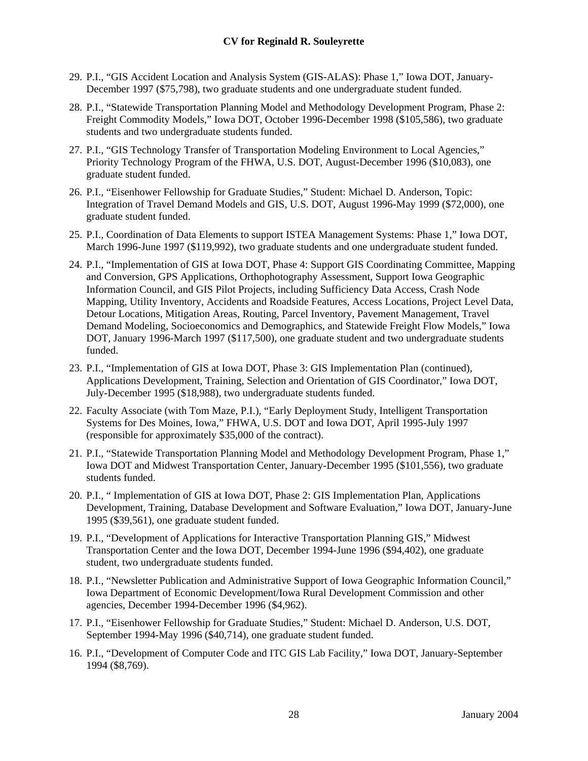29. P.I., "GIS Accident Location and Analysis System (GIS-ALAS): Phase 1," Iowa DOT, January-December 1997 ($75,798), two graduate students and one undergraduate student funded.

28. P.I., "Statewide Transportation Planning Model and Methodology Development Program, Phase 2: Freight Commodity Models," Iowa DOT, October 1996-December 1998 ($105,586), two graduate students and two undergraduate students funded.

27. P.I., "GIS Technology Transfer of Transportation Modeling Environment to Local Agencies," Priority Technology Program of the FHWA, U.S. DOT, August-December 1996 ($10,083), one graduate student funded.

26. P.I., "Eisenhower Fellowship for Graduate Studies," Student: Michael D. Anderson, Topic: Integration of Travel Demand Models and GIS, U.S. DOT, August 1996-May 1999 ($72,000), one graduate student funded.

25. P.I., Coordination of Data Elements to support ISTEA Management Systems: Phase 1," Iowa DOT, March 1996-June 1997 ($119,992), two graduate students and one undergraduate student funded.

24. P.I., "Implementation of GIS at Iowa DOT, Phase 4: Support GIS Coordinating Committee, Mapping and Conversion, GPS Applications, Orthophotography Assessment, Support Iowa Geographic Information Council, and GIS Pilot Projects, including Sufficiency Data Access, Crash Node Mapping, Utility Inventory, Accidents and Roadside Features, Access Locations, Project Level Data, Detour Locations, Mitigation Areas, Routing, Parcel Inventory, Pavement Management, Travel Demand Modeling, Socioeconomics and Demographics, and Statewide Freight Flow Models," Iowa DOT, January 1996-March 1997 ($117,500), one graduate student and two undergraduate students funded.

23. P.I., "Implementation of GIS at Iowa DOT, Phase 3: GIS Implementation Plan (continued), Applications Development, Training, Selection and Orientation of GIS Coordinator," Iowa DOT, July-December 1995 ($18,988), two undergraduate students funded.

22. Faculty Associate (with Tom Maze, P.I.), "Early Deployment Study, Intelligent Transportation Systems for Des Moines, Iowa," FHWA, U.S. DOT and Iowa DOT, April 1995-July 1997 (responsible for approximately $35,000 of the contract).

21. P.I., "Statewide Transportation Planning Model and Methodology Development Program, Phase 1," Iowa DOT and Midwest Transportation Center, January-December 1995 ($101,556), two graduate students funded.

20. P.I., " Implementation of GIS at Iowa DOT, Phase 2: GIS Implementation Plan, Applications Development, Training, Database Development and Software Evaluation," Iowa DOT, January-June 1995 ($39,561), one graduate student funded.

19. P.I., "Development of Applications for Interactive Transportation Planning GIS," Midwest Transportation Center and the Iowa DOT, December 1994-June 1996 ($94,402), one graduate student, two undergraduate students funded.

18. P.I., "Newsletter Publication and Administrative Support of Iowa Geographic Information Council," Iowa Department of Economic Development/Iowa Rural Development Commission and other agencies, December 1994-December 1996 ($4,962).

17. P.I., "Eisenhower Fellowship for Graduate Studies," Student: Michael D. Anderson, U.S. DOT, September 1994-May 1996 ($40,714), one graduate student funded.

16. P.I., "Development of Computer Code and ITC GIS Lab Facility," Iowa DOT, January-September 1994 ($8,769).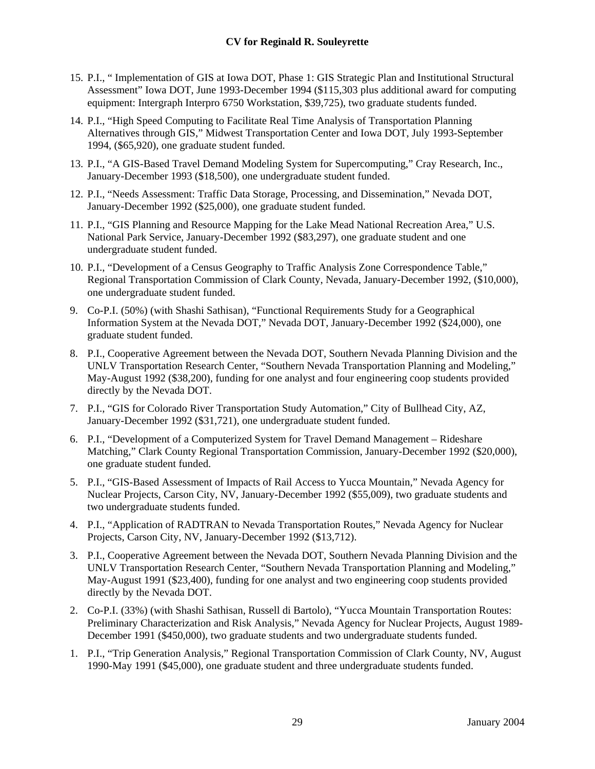15. P.I., " Implementation of GIS at Iowa DOT, Phase 1: GIS Strategic Plan and Institutional Structural Assessment" Iowa DOT, June 1993-December 1994 ($115,303 plus additional award for computing equipment: Intergraph Interpro 6750 Workstation, $39,725), two graduate students funded.

14. P.I., "High Speed Computing to Facilitate Real Time Analysis of Transportation Planning Alternatives through GIS," Midwest Transportation Center and Iowa DOT, July 1993-September 1994, ($65,920), one graduate student funded.

13. P.I., "A GIS-Based Travel Demand Modeling System for Supercomputing," Cray Research, Inc., January-December 1993 ($18,500), one undergraduate student funded.

12. P.I., "Needs Assessment: Traffic Data Storage, Processing, and Dissemination," Nevada DOT, January-December 1992 ($25,000), one graduate student funded.

11. P.I., "GIS Planning and Resource Mapping for the Lake Mead National Recreation Area," U.S. National Park Service, January-December 1992 ($83,297), one graduate student and one undergraduate student funded.

10. P.I., "Development of a Census Geography to Traffic Analysis Zone Correspondence Table," Regional Transportation Commission of Clark County, Nevada, January-December 1992, ($10,000), one undergraduate student funded.

9. Co-P.I. (50%) (with Shashi Sathisan), "Functional Requirements Study for a Geographical Information System at the Nevada DOT," Nevada DOT, January-December 1992 ($24,000), one graduate student funded.

8. P.I., Cooperative Agreement between the Nevada DOT, Southern Nevada Planning Division and the UNLV Transportation Research Center, "Southern Nevada Transportation Planning and Modeling," May-August 1992 ($38,200), funding for one analyst and four engineering coop students provided directly by the Nevada DOT.

7. P.I., "GIS for Colorado River Transportation Study Automation," City of Bullhead City, AZ, January-December 1992 ($31,721), one undergraduate student funded.

6. P.I., "Development of a Computerized System for Travel Demand Management – Rideshare Matching," Clark County Regional Transportation Commission, January-December 1992 ($20,000), one graduate student funded.

5. P.I., "GIS-Based Assessment of Impacts of Rail Access to Yucca Mountain," Nevada Agency for Nuclear Projects, Carson City, NV, January-December 1992 ($55,009), two graduate students and two undergraduate students funded.

4. P.I., "Application of RADTRAN to Nevada Transportation Routes," Nevada Agency for Nuclear Projects, Carson City, NV, January-December 1992 ($13,712).

3. P.I., Cooperative Agreement between the Nevada DOT, Southern Nevada Planning Division and the UNLV Transportation Research Center, "Southern Nevada Transportation Planning and Modeling," May-August 1991 ($23,400), funding for one analyst and two engineering coop students provided directly by the Nevada DOT.

2. Co-P.I. (33%) (with Shashi Sathisan, Russell di Bartolo), "Yucca Mountain Transportation Routes: Preliminary Characterization and Risk Analysis," Nevada Agency for Nuclear Projects, August 1989-December 1991 ($450,000), two graduate students and two undergraduate students funded.

1. P.I., "Trip Generation Analysis," Regional Transportation Commission of Clark County, NV, August 1990-May 1991 ($45,000), one graduate student and three undergraduate students funded.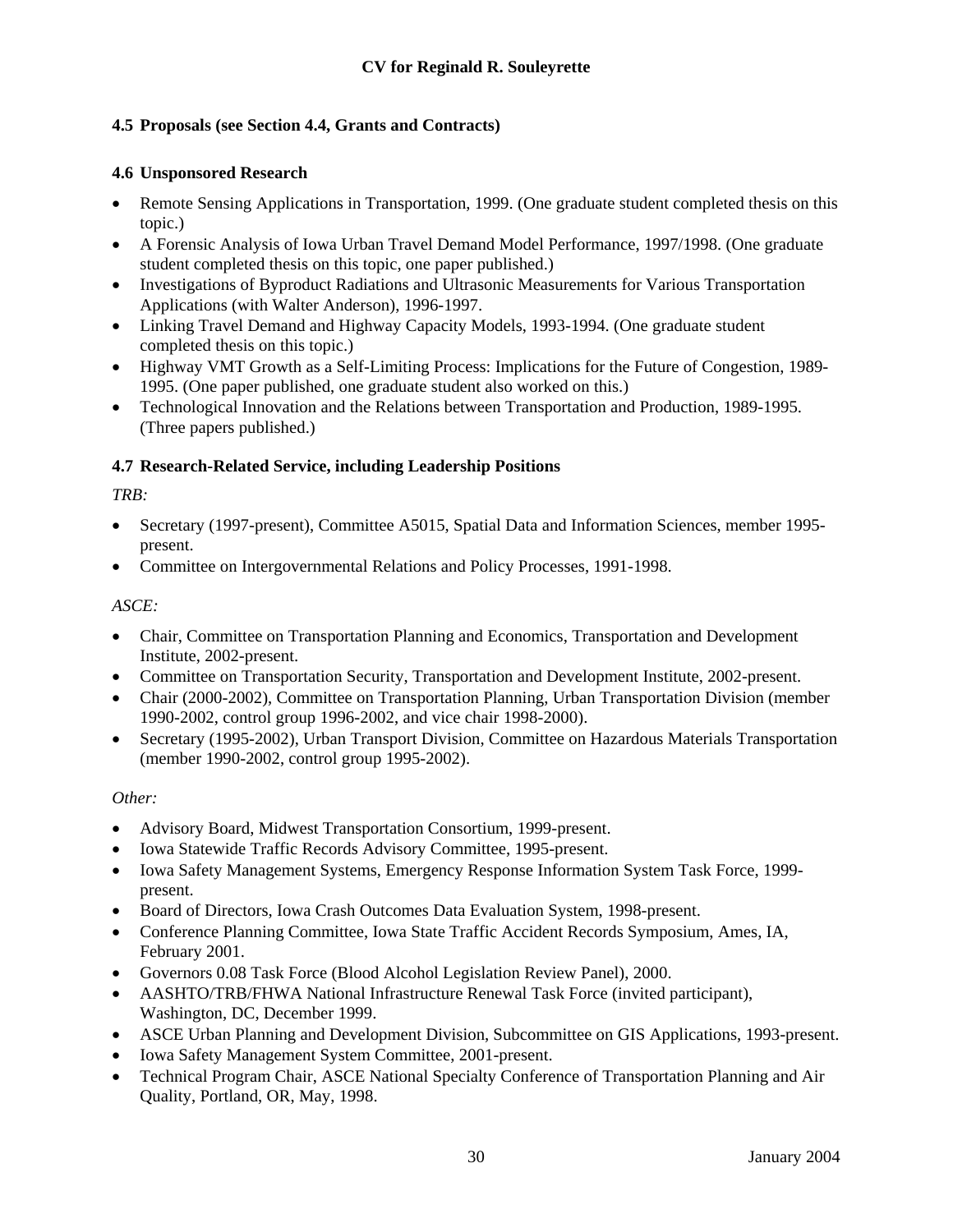### 4.5 Proposals (see Section 4.4, Grants and Contracts)

### 4.6 Unsponsored Research

- Remote Sensing Applications in Transportation, 1999. (One graduate student completed thesis on this topic.)
- A Forensic Analysis of Iowa Urban Travel Demand Model Performance, 1997/1998. (One graduate student completed thesis on this topic, one paper published.)
- Investigations of Byproduct Radiations and Ultrasonic Measurements for Various Transportation Applications (with Walter Anderson), 1996-1997.
- Linking Travel Demand and Highway Capacity Models, 1993-1994. (One graduate student completed thesis on this topic.)
- Highway VMT Growth as a Self-Limiting Process: Implications for the Future of Congestion, 1989-1995. (One paper published, one graduate student also worked on this.)
- Technological Innovation and the Relations between Transportation and Production, 1989-1995. (Three papers published.)

### 4.7 Research-Related Service, including Leadership Positions

*TRB:*

- Secretary (1997-present), Committee A5015, Spatial Data and Information Sciences, member 1995-present.
- Committee on Intergovernmental Relations and Policy Processes, 1991-1998.

*ASCE:*

- Chair, Committee on Transportation Planning and Economics, Transportation and Development Institute, 2002-present.
- Committee on Transportation Security, Transportation and Development Institute, 2002-present.
- Chair (2000-2002), Committee on Transportation Planning, Urban Transportation Division (member 1990-2002, control group 1996-2002, and vice chair 1998-2000).
- Secretary (1995-2002), Urban Transport Division, Committee on Hazardous Materials Transportation (member 1990-2002, control group 1995-2002).

*Other:*

- Advisory Board, Midwest Transportation Consortium, 1999-present.
- Iowa Statewide Traffic Records Advisory Committee, 1995-present.
- Iowa Safety Management Systems, Emergency Response Information System Task Force, 1999-present.
- Board of Directors, Iowa Crash Outcomes Data Evaluation System, 1998-present.
- Conference Planning Committee, Iowa State Traffic Accident Records Symposium, Ames, IA, February 2001.
- Governors 0.08 Task Force (Blood Alcohol Legislation Review Panel), 2000.
- AASHTO/TRB/FHWA National Infrastructure Renewal Task Force (invited participant), Washington, DC, December 1999.
- ASCE Urban Planning and Development Division, Subcommittee on GIS Applications, 1993-present.
- Iowa Safety Management System Committee, 2001-present.
- Technical Program Chair, ASCE National Specialty Conference of Transportation Planning and Air Quality, Portland, OR, May, 1998.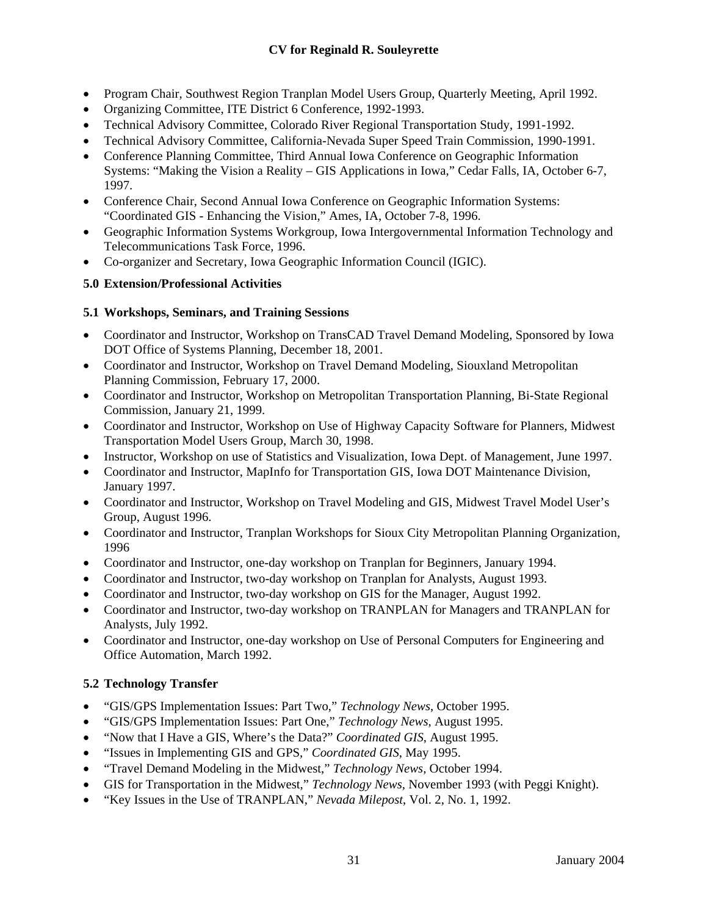- Program Chair, Southwest Region Tranplan Model Users Group, Quarterly Meeting, April 1992.
- Organizing Committee, ITE District 6 Conference, 1992-1993.
- Technical Advisory Committee, Colorado River Regional Transportation Study, 1991-1992.
- Technical Advisory Committee, California-Nevada Super Speed Train Commission, 1990-1991.
- Conference Planning Committee, Third Annual Iowa Conference on Geographic Information Systems: "Making the Vision a Reality – GIS Applications in Iowa," Cedar Falls, IA, October 6-7, 1997.
- Conference Chair, Second Annual Iowa Conference on Geographic Information Systems: "Coordinated GIS - Enhancing the Vision," Ames, IA, October 7-8, 1996.
- Geographic Information Systems Workgroup, Iowa Intergovernmental Information Technology and Telecommunications Task Force, 1996.
- Co-organizer and Secretary, Iowa Geographic Information Council (IGIC).

## 5.0 Extension/Professional Activities

### 5.1 Workshops, Seminars, and Training Sessions

- Coordinator and Instructor, Workshop on TransCAD Travel Demand Modeling, Sponsored by Iowa DOT Office of Systems Planning, December 18, 2001.
- Coordinator and Instructor, Workshop on Travel Demand Modeling, Siouxland Metropolitan Planning Commission, February 17, 2000.
- Coordinator and Instructor, Workshop on Metropolitan Transportation Planning, Bi-State Regional Commission, January 21, 1999.
- Coordinator and Instructor, Workshop on Use of Highway Capacity Software for Planners, Midwest Transportation Model Users Group, March 30, 1998.
- Instructor, Workshop on use of Statistics and Visualization, Iowa Dept. of Management, June 1997.
- Coordinator and Instructor, MapInfo for Transportation GIS, Iowa DOT Maintenance Division, January 1997.
- Coordinator and Instructor, Workshop on Travel Modeling and GIS, Midwest Travel Model User's Group, August 1996.
- Coordinator and Instructor, Tranplan Workshops for Sioux City Metropolitan Planning Organization, 1996
- Coordinator and Instructor, one-day workshop on Tranplan for Beginners, January 1994.
- Coordinator and Instructor, two-day workshop on Tranplan for Analysts, August 1993.
- Coordinator and Instructor, two-day workshop on GIS for the Manager, August 1992.
- Coordinator and Instructor, two-day workshop on TRANPLAN for Managers and TRANPLAN for Analysts, July 1992.
- Coordinator and Instructor, one-day workshop on Use of Personal Computers for Engineering and Office Automation, March 1992.

### 5.2 Technology Transfer

- "GIS/GPS Implementation Issues: Part Two," *Technology News*, October 1995.
- "GIS/GPS Implementation Issues: Part One," *Technology News*, August 1995.
- "Now that I Have a GIS, Where's the Data?" *Coordinated GIS*, August 1995.
- "Issues in Implementing GIS and GPS," *Coordinated GIS*, May 1995.
- "Travel Demand Modeling in the Midwest," *Technology News*, October 1994.
- GIS for Transportation in the Midwest," *Technology News*, November 1993 (with Peggi Knight).
- "Key Issues in the Use of TRANPLAN," *Nevada Milepost*, Vol. 2, No. 1, 1992.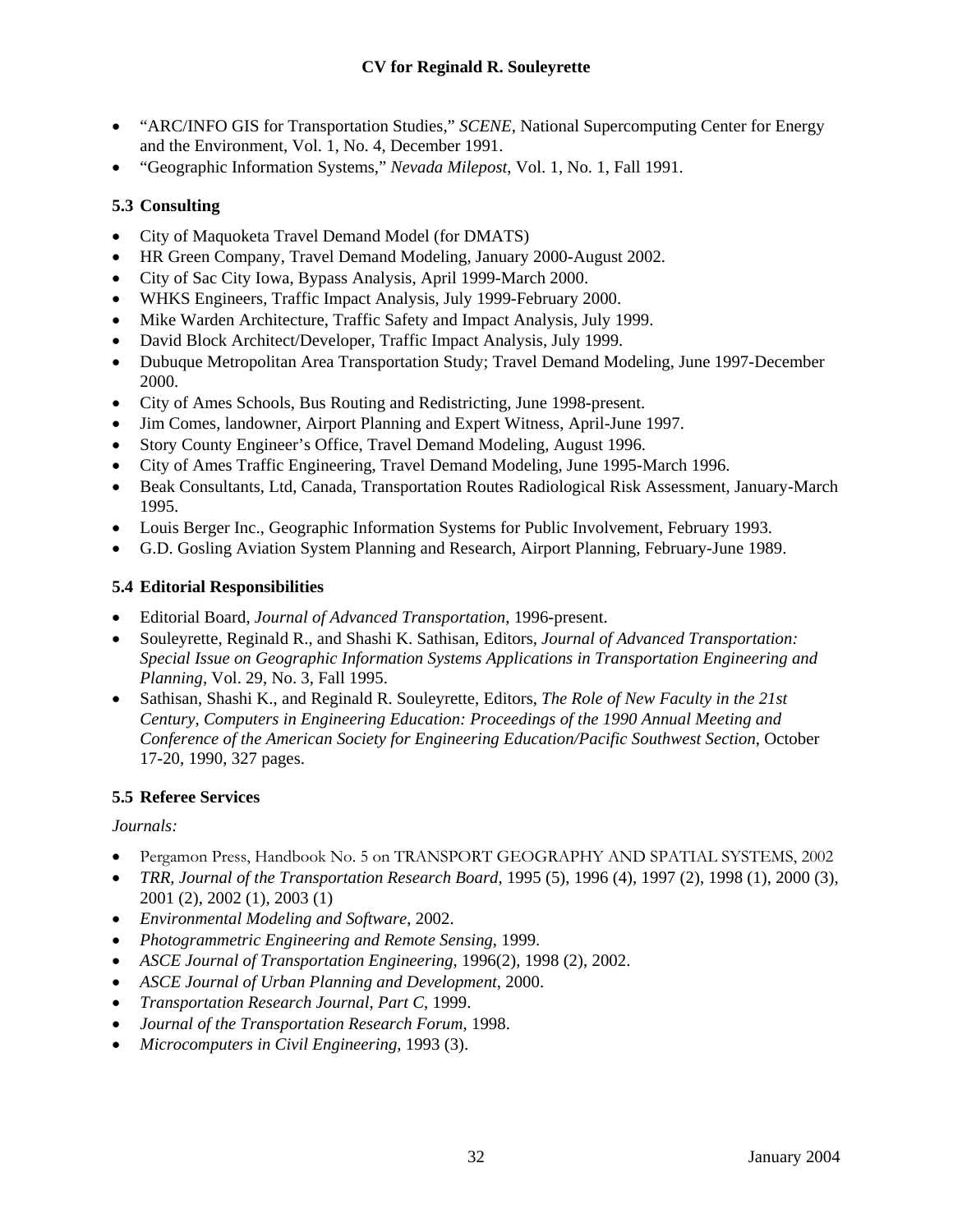- "ARC/INFO GIS for Transportation Studies," *SCENE*, National Supercomputing Center for Energy and the Environment, Vol. 1, No. 4, December 1991.
- "Geographic Information Systems," *Nevada Milepost*, Vol. 1, No. 1, Fall 1991.

### 5.3 Consulting

- City of Maquoketa Travel Demand Model (for DMATS)
- HR Green Company, Travel Demand Modeling, January 2000-August 2002.
- City of Sac City Iowa, Bypass Analysis, April 1999-March 2000.
- WHKS Engineers, Traffic Impact Analysis, July 1999-February 2000.
- Mike Warden Architecture, Traffic Safety and Impact Analysis, July 1999.
- David Block Architect/Developer, Traffic Impact Analysis, July 1999.
- Dubuque Metropolitan Area Transportation Study; Travel Demand Modeling, June 1997-December 2000.
- City of Ames Schools, Bus Routing and Redistricting, June 1998-present.
- Jim Comes, landowner, Airport Planning and Expert Witness, April-June 1997.
- Story County Engineer's Office, Travel Demand Modeling, August 1996.
- City of Ames Traffic Engineering, Travel Demand Modeling, June 1995-March 1996.
- Beak Consultants, Ltd, Canada, Transportation Routes Radiological Risk Assessment, January-March 1995.
- Louis Berger Inc., Geographic Information Systems for Public Involvement, February 1993.
- G.D. Gosling Aviation System Planning and Research, Airport Planning, February-June 1989.

### 5.4 Editorial Responsibilities

- Editorial Board, *Journal of Advanced Transportation*, 1996-present.
- Souleyrette, Reginald R., and Shashi K. Sathisan, Editors, *Journal of Advanced Transportation: Special Issue on Geographic Information Systems Applications in Transportation Engineering and Planning*, Vol. 29, No. 3, Fall 1995.
- Sathisan, Shashi K., and Reginald R. Souleyrette, Editors, *The Role of New Faculty in the 21st Century, Computers in Engineering Education: Proceedings of the 1990 Annual Meeting and Conference of the American Society for Engineering Education/Pacific Southwest Section*, October 17-20, 1990, 327 pages.

### 5.5 Referee Services

*Journals:*

- Pergamon Press, Handbook No. 5 on TRANSPORT GEOGRAPHY AND SPATIAL SYSTEMS, 2002
- *TRR, Journal of the Transportation Research Board*, 1995 (5), 1996 (4), 1997 (2), 1998 (1), 2000 (3), 2001 (2), 2002 (1), 2003 (1)
- *Environmental Modeling and Software*, 2002.
- *Photogrammetric Engineering and Remote Sensing*, 1999.
- *ASCE Journal of Transportation Engineering*, 1996(2), 1998 (2), 2002.
- *ASCE Journal of Urban Planning and Development*, 2000.
- *Transportation Research Journal, Part C*, 1999.
- *Journal of the Transportation Research Forum*, 1998.
- *Microcomputers in Civil Engineering*, 1993 (3).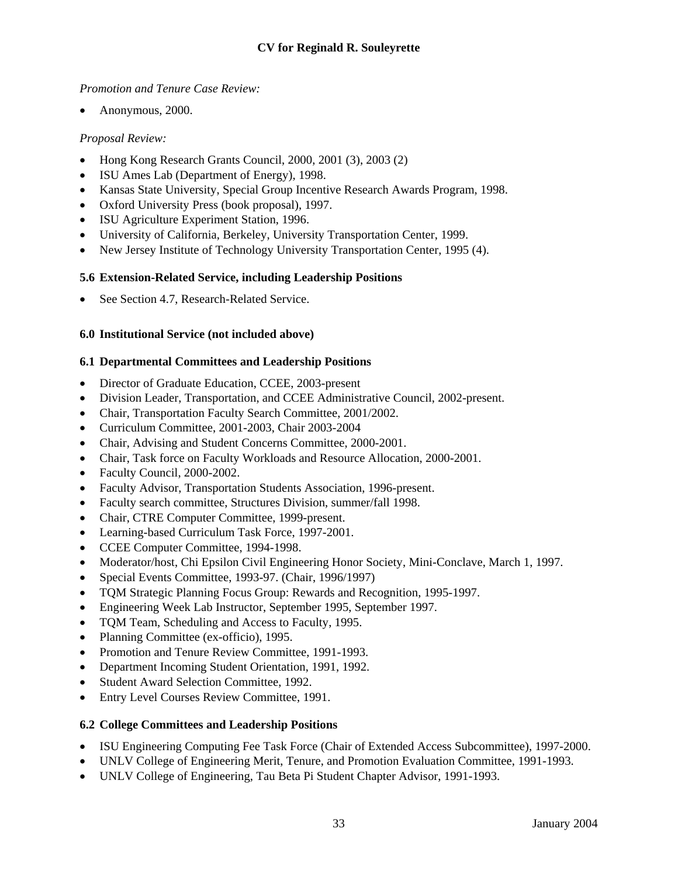*Promotion and Tenure Case Review:*

- Anonymous, 2000.

*Proposal Review:*

- Hong Kong Research Grants Council, 2000, 2001 (3), 2003 (2)
- ISU Ames Lab (Department of Energy), 1998.
- Kansas State University, Special Group Incentive Research Awards Program, 1998.
- Oxford University Press (book proposal), 1997.
- ISU Agriculture Experiment Station, 1996.
- University of California, Berkeley, University Transportation Center, 1999.
- New Jersey Institute of Technology University Transportation Center, 1995 (4).

### 5.6 Extension-Related Service, including Leadership Positions

- See Section 4.7, Research-Related Service.

## 6.0 Institutional Service (not included above)

### 6.1 Departmental Committees and Leadership Positions

- Director of Graduate Education, CCEE, 2003-present
- Division Leader, Transportation, and CCEE Administrative Council, 2002-present.
- Chair, Transportation Faculty Search Committee, 2001/2002.
- Curriculum Committee, 2001-2003, Chair 2003-2004
- Chair, Advising and Student Concerns Committee, 2000-2001.
- Chair, Task force on Faculty Workloads and Resource Allocation, 2000-2001.
- Faculty Council, 2000-2002.
- Faculty Advisor, Transportation Students Association, 1996-present.
- Faculty search committee, Structures Division, summer/fall 1998.
- Chair, CTRE Computer Committee, 1999-present.
- Learning-based Curriculum Task Force, 1997-2001.
- CCEE Computer Committee, 1994-1998.
- Moderator/host, Chi Epsilon Civil Engineering Honor Society, Mini-Conclave, March 1, 1997.
- Special Events Committee, 1993-97. (Chair, 1996/1997)
- TQM Strategic Planning Focus Group: Rewards and Recognition, 1995-1997.
- Engineering Week Lab Instructor, September 1995, September 1997.
- TQM Team, Scheduling and Access to Faculty, 1995.
- Planning Committee (ex-officio), 1995.
- Promotion and Tenure Review Committee, 1991-1993.
- Department Incoming Student Orientation, 1991, 1992.
- Student Award Selection Committee, 1992.
- Entry Level Courses Review Committee, 1991.

### 6.2 College Committees and Leadership Positions

- ISU Engineering Computing Fee Task Force (Chair of Extended Access Subcommittee), 1997-2000.
- UNLV College of Engineering Merit, Tenure, and Promotion Evaluation Committee, 1991-1993.
- UNLV College of Engineering, Tau Beta Pi Student Chapter Advisor, 1991-1993.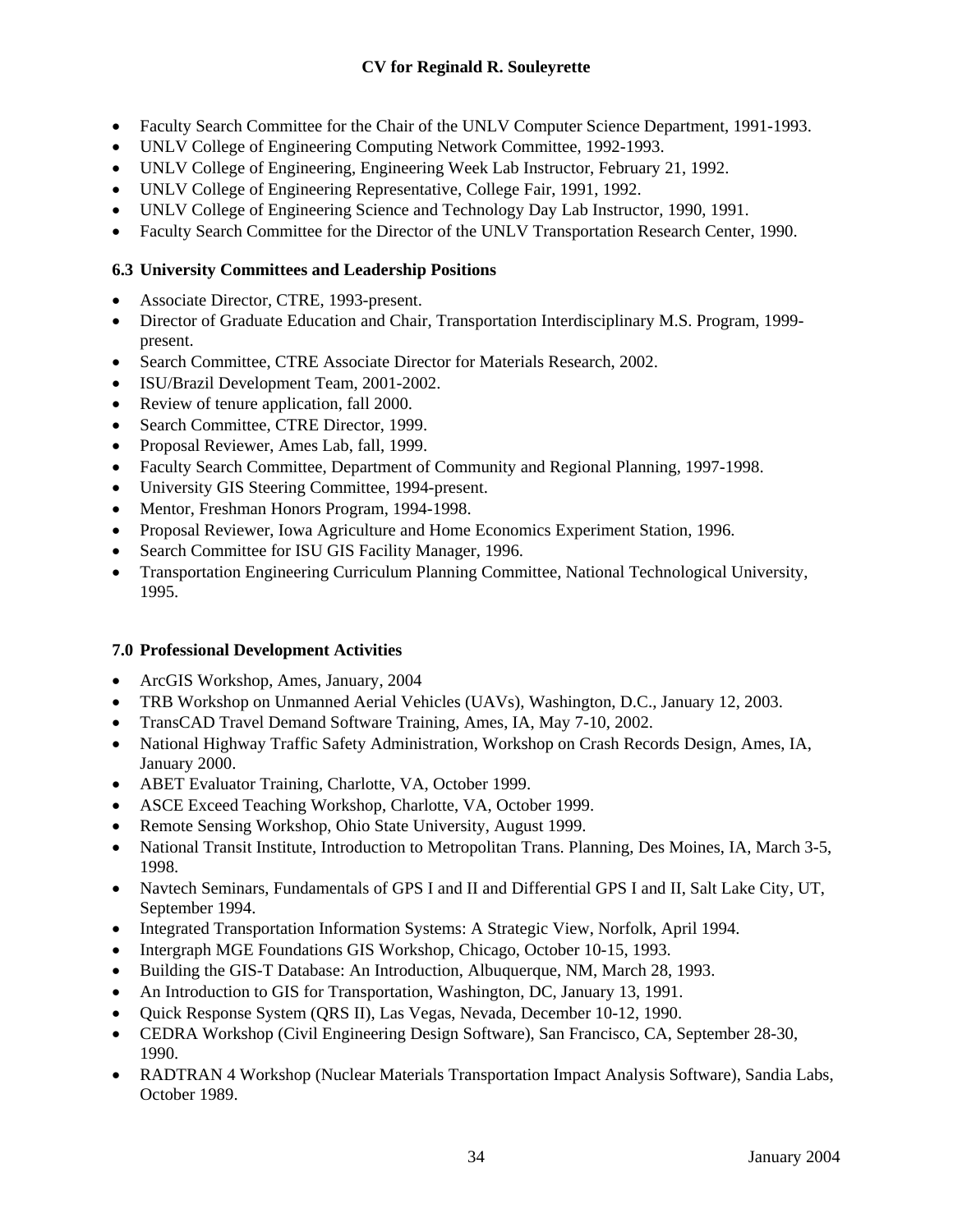- Faculty Search Committee for the Chair of the UNLV Computer Science Department, 1991-1993.
- UNLV College of Engineering Computing Network Committee, 1992-1993.
- UNLV College of Engineering, Engineering Week Lab Instructor, February 21, 1992.
- UNLV College of Engineering Representative, College Fair, 1991, 1992.
- UNLV College of Engineering Science and Technology Day Lab Instructor, 1990, 1991.
- Faculty Search Committee for the Director of the UNLV Transportation Research Center, 1990.

### 6.3 University Committees and Leadership Positions

- Associate Director, CTRE, 1993-present.
- Director of Graduate Education and Chair, Transportation Interdisciplinary M.S. Program, 1999-present.
- Search Committee, CTRE Associate Director for Materials Research, 2002.
- ISU/Brazil Development Team, 2001-2002.
- Review of tenure application, fall 2000.
- Search Committee, CTRE Director, 1999.
- Proposal Reviewer, Ames Lab, fall, 1999.
- Faculty Search Committee, Department of Community and Regional Planning, 1997-1998.
- University GIS Steering Committee, 1994-present.
- Mentor, Freshman Honors Program, 1994-1998.
- Proposal Reviewer, Iowa Agriculture and Home Economics Experiment Station, 1996.
- Search Committee for ISU GIS Facility Manager, 1996.
- Transportation Engineering Curriculum Planning Committee, National Technological University, 1995.

## 7.0 Professional Development Activities

- ArcGIS Workshop, Ames, January, 2004
- TRB Workshop on Unmanned Aerial Vehicles (UAVs), Washington, D.C., January 12, 2003.
- TransCAD Travel Demand Software Training, Ames, IA, May 7-10, 2002.
- National Highway Traffic Safety Administration, Workshop on Crash Records Design, Ames, IA, January 2000.
- ABET Evaluator Training, Charlotte, VA, October 1999.
- ASCE Exceed Teaching Workshop, Charlotte, VA, October 1999.
- Remote Sensing Workshop, Ohio State University, August 1999.
- National Transit Institute, Introduction to Metropolitan Trans. Planning, Des Moines, IA, March 3-5, 1998.
- Navtech Seminars, Fundamentals of GPS I and II and Differential GPS I and II, Salt Lake City, UT, September 1994.
- Integrated Transportation Information Systems: A Strategic View, Norfolk, April 1994.
- Intergraph MGE Foundations GIS Workshop, Chicago, October 10-15, 1993.
- Building the GIS-T Database: An Introduction, Albuquerque, NM, March 28, 1993.
- An Introduction to GIS for Transportation, Washington, DC, January 13, 1991.
- Quick Response System (QRS II), Las Vegas, Nevada, December 10-12, 1990.
- CEDRA Workshop (Civil Engineering Design Software), San Francisco, CA, September 28-30, 1990.
- RADTRAN 4 Workshop (Nuclear Materials Transportation Impact Analysis Software), Sandia Labs, October 1989.